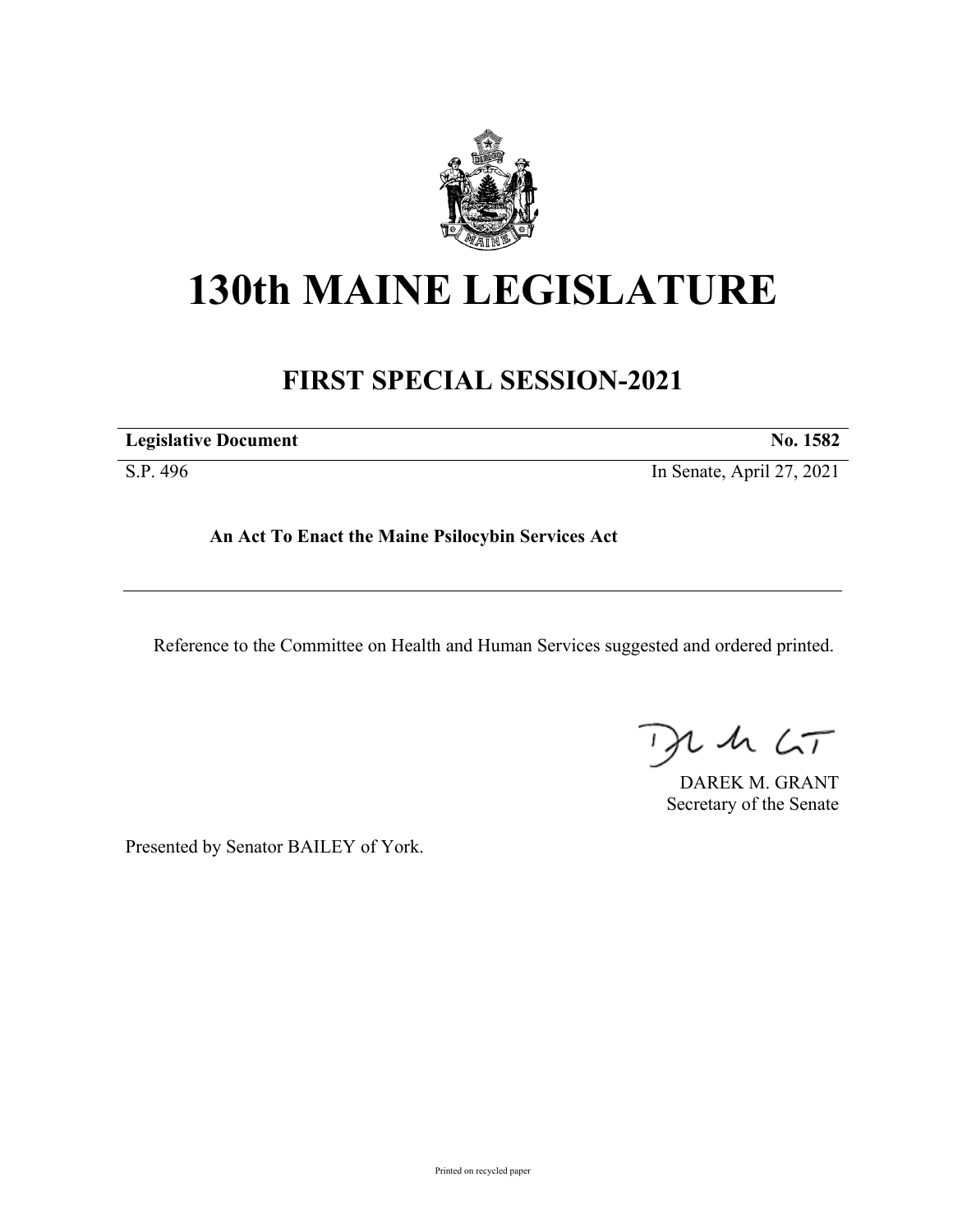# 130th MAINE LEGISLATURE

## FIRST SPECIAL SESSION-2021

| **Legislative Document** | **No. 1582** |
|---|---|
| S.P. 496 | In Senate, April 27, 2021 |

**An Act To Enact the Maine Psilocybin Services Act**

Reference to the Committee on Health and Human Services suggested and ordered printed.

DAREK M. GRANT
Secretary of the Senate

Presented by Senator BAILEY of York.

Printed on recycled paper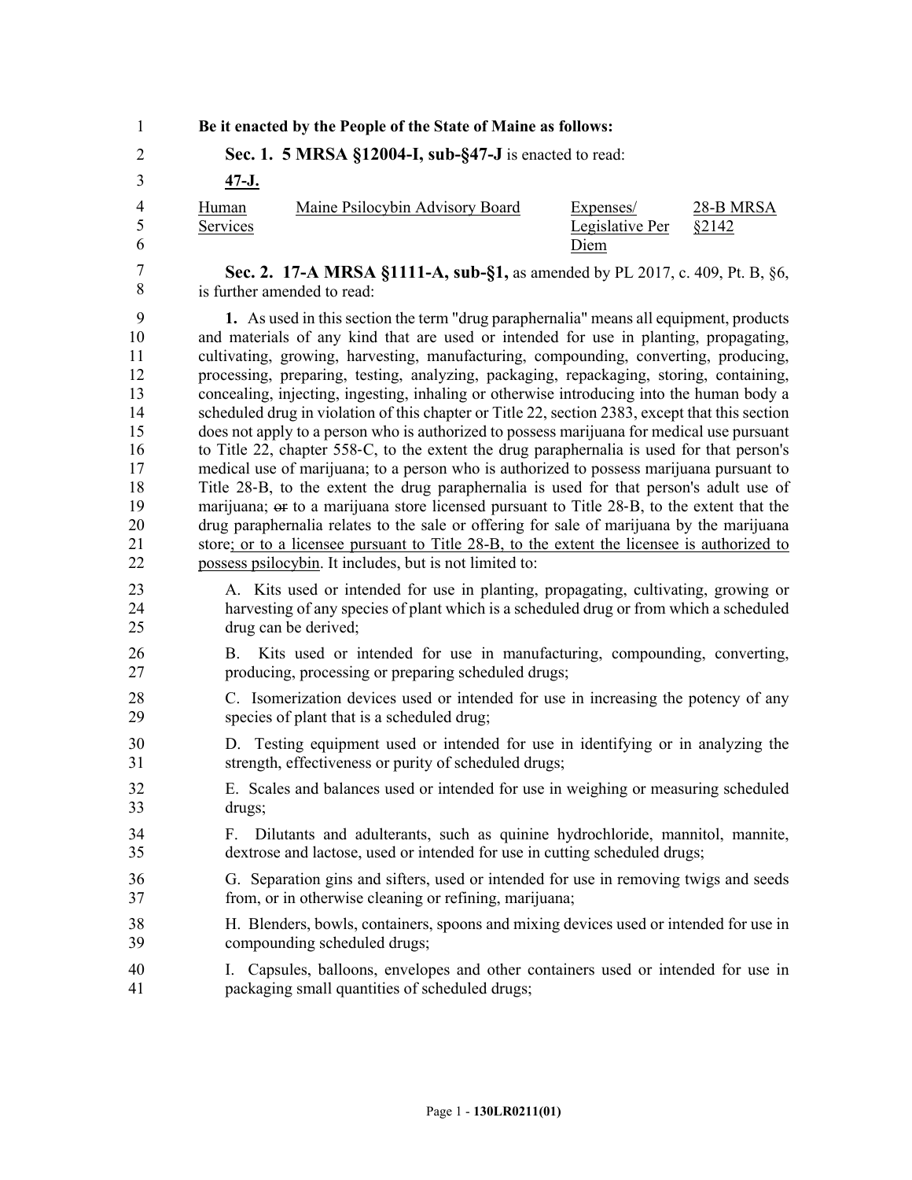**Be it enacted by the People of the State of Maine as follows:**

**Sec. 1. 5 MRSA §12004-I, sub-§47-J** is enacted to read:

47-J.

| Human Services | Maine Psilocybin Advisory Board | Expenses/ Legislative Per Diem | 28-B MRSA §2142 |
|---|---|---|---|

**Sec. 2. 17-A MRSA §1111-A, sub-§1,** as amended by PL 2017, c. 409, Pt. B, §6, is further amended to read:

**1.** As used in this section the term "drug paraphernalia" means all equipment, products and materials of any kind that are used or intended for use in planting, propagating, cultivating, growing, harvesting, manufacturing, compounding, converting, producing, processing, preparing, testing, analyzing, packaging, repackaging, storing, containing, concealing, injecting, ingesting, inhaling or otherwise introducing into the human body a scheduled drug in violation of this chapter or Title 22, section 2383, except that this section does not apply to a person who is authorized to possess marijuana for medical use pursuant to Title 22, chapter 558-C, to the extent the drug paraphernalia is used for that person's medical use of marijuana; to a person who is authorized to possess marijuana pursuant to Title 28-B, to the extent the drug paraphernalia is used for that person's adult use of marijuana; ~~or~~ to a marijuana store licensed pursuant to Title 28-B, to the extent that the drug paraphernalia relates to the sale or offering for sale of marijuana by the marijuana store; or to a licensee pursuant to Title 28-B, to the extent the licensee is authorized to possess psilocybin. It includes, but is not limited to:

A. Kits used or intended for use in planting, propagating, cultivating, growing or harvesting of any species of plant which is a scheduled drug or from which a scheduled drug can be derived;

B. Kits used or intended for use in manufacturing, compounding, converting, producing, processing or preparing scheduled drugs;

C. Isomerization devices used or intended for use in increasing the potency of any species of plant that is a scheduled drug;

D. Testing equipment used or intended for use in identifying or in analyzing the strength, effectiveness or purity of scheduled drugs;

E. Scales and balances used or intended for use in weighing or measuring scheduled drugs;

F. Dilutants and adulterants, such as quinine hydrochloride, mannitol, mannite, dextrose and lactose, used or intended for use in cutting scheduled drugs;

G. Separation gins and sifters, used or intended for use in removing twigs and seeds from, or in otherwise cleaning or refining, marijuana;

H. Blenders, bowls, containers, spoons and mixing devices used or intended for use in compounding scheduled drugs;

I. Capsules, balloons, envelopes and other containers used or intended for use in packaging small quantities of scheduled drugs;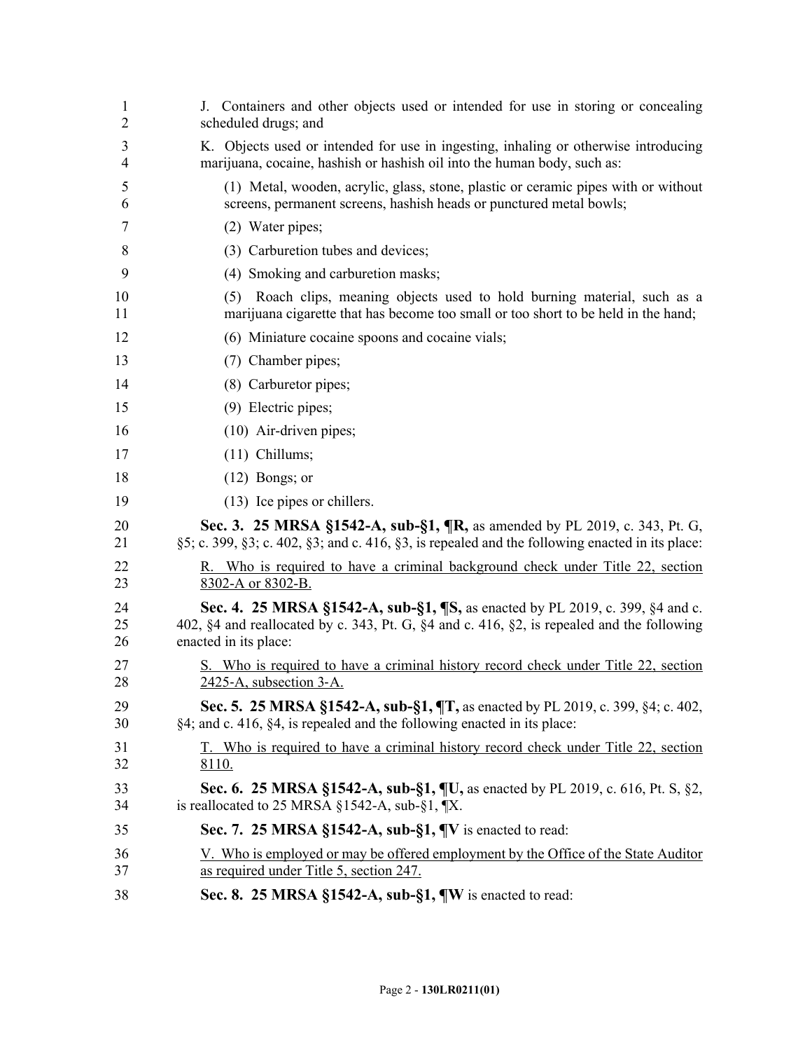J. Containers and other objects used or intended for use in storing or concealing scheduled drugs; and

K. Objects used or intended for use in ingesting, inhaling or otherwise introducing marijuana, cocaine, hashish or hashish oil into the human body, such as:

(1) Metal, wooden, acrylic, glass, stone, plastic or ceramic pipes with or without screens, permanent screens, hashish heads or punctured metal bowls;

(2) Water pipes;

(3) Carburetion tubes and devices;

(4) Smoking and carburetion masks;

(5) Roach clips, meaning objects used to hold burning material, such as a marijuana cigarette that has become too small or too short to be held in the hand;

(6) Miniature cocaine spoons and cocaine vials;

(7) Chamber pipes;

(8) Carburetor pipes;

(9) Electric pipes;

(10) Air-driven pipes;

(11) Chillums;

(12) Bongs; or

(13) Ice pipes or chillers.

**Sec. 3. 25 MRSA §1542-A, sub-§1, ¶R,** as amended by PL 2019, c. 343, Pt. G, §5; c. 399, §3; c. 402, §3; and c. 416, §3, is repealed and the following enacted in its place:

R. Who is required to have a criminal background check under Title 22, section 8302-A or 8302-B.

**Sec. 4. 25 MRSA §1542-A, sub-§1, ¶S,** as enacted by PL 2019, c. 399, §4 and c. 402, §4 and reallocated by c. 343, Pt. G, §4 and c. 416, §2, is repealed and the following enacted in its place:

S. Who is required to have a criminal history record check under Title 22, section 2425-A, subsection 3-A.

**Sec. 5. 25 MRSA §1542-A, sub-§1, ¶T,** as enacted by PL 2019, c. 399, §4; c. 402, §4; and c. 416, §4, is repealed and the following enacted in its place:

T. Who is required to have a criminal history record check under Title 22, section 8110.

**Sec. 6. 25 MRSA §1542-A, sub-§1, ¶U,** as enacted by PL 2019, c. 616, Pt. S, §2, is reallocated to 25 MRSA §1542-A, sub-§1, ¶X.

**Sec. 7. 25 MRSA §1542-A, sub-§1, ¶V** is enacted to read:

V. Who is employed or may be offered employment by the Office of the State Auditor as required under Title 5, section 247.

**Sec. 8. 25 MRSA §1542-A, sub-§1, ¶W** is enacted to read: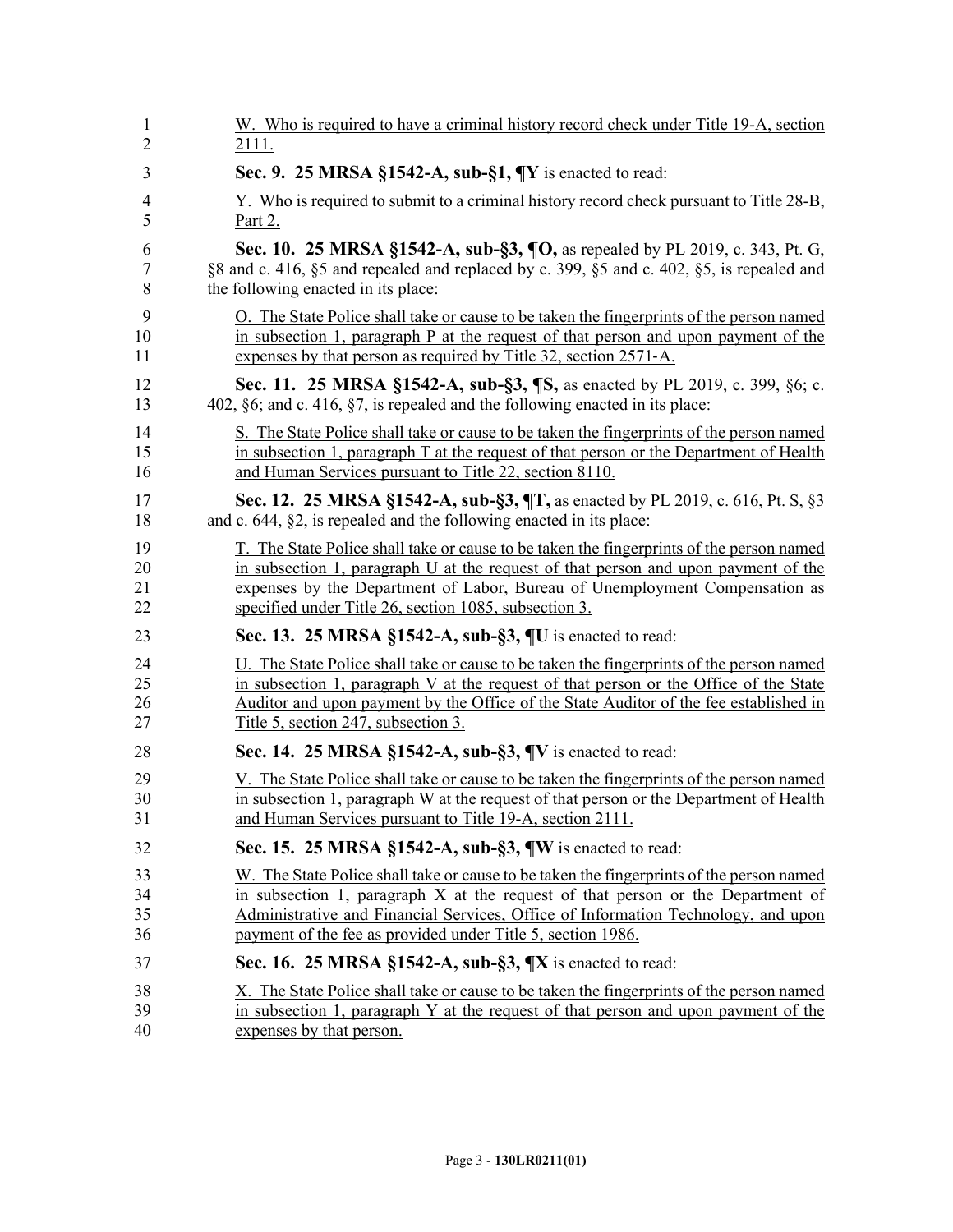W. Who is required to have a criminal history record check under Title 19-A, section 2111.

**Sec. 9. 25 MRSA §1542-A, sub-§1, ¶Y** is enacted to read:

Y. Who is required to submit to a criminal history record check pursuant to Title 28-B, Part 2.

**Sec. 10. 25 MRSA §1542-A, sub-§3, ¶O,** as repealed by PL 2019, c. 343, Pt. G, §8 and c. 416, §5 and repealed and replaced by c. 399, §5 and c. 402, §5, is repealed and the following enacted in its place:

O. The State Police shall take or cause to be taken the fingerprints of the person named in subsection 1, paragraph P at the request of that person and upon payment of the expenses by that person as required by Title 32, section 2571-A.

**Sec. 11. 25 MRSA §1542-A, sub-§3, ¶S,** as enacted by PL 2019, c. 399, §6; c. 402, §6; and c. 416, §7, is repealed and the following enacted in its place:

S. The State Police shall take or cause to be taken the fingerprints of the person named in subsection 1, paragraph T at the request of that person or the Department of Health and Human Services pursuant to Title 22, section 8110.

**Sec. 12. 25 MRSA §1542-A, sub-§3, ¶T,** as enacted by PL 2019, c. 616, Pt. S, §3 and c. 644, §2, is repealed and the following enacted in its place:

T. The State Police shall take or cause to be taken the fingerprints of the person named in subsection 1, paragraph U at the request of that person and upon payment of the expenses by the Department of Labor, Bureau of Unemployment Compensation as specified under Title 26, section 1085, subsection 3.

**Sec. 13. 25 MRSA §1542-A, sub-§3, ¶U** is enacted to read:

U. The State Police shall take or cause to be taken the fingerprints of the person named in subsection 1, paragraph V at the request of that person or the Office of the State Auditor and upon payment by the Office of the State Auditor of the fee established in Title 5, section 247, subsection 3.

**Sec. 14. 25 MRSA §1542-A, sub-§3, ¶V** is enacted to read:

V. The State Police shall take or cause to be taken the fingerprints of the person named in subsection 1, paragraph W at the request of that person or the Department of Health and Human Services pursuant to Title 19-A, section 2111.

**Sec. 15. 25 MRSA §1542-A, sub-§3, ¶W** is enacted to read:

W. The State Police shall take or cause to be taken the fingerprints of the person named in subsection 1, paragraph X at the request of that person or the Department of Administrative and Financial Services, Office of Information Technology, and upon payment of the fee as provided under Title 5, section 1986.

**Sec. 16. 25 MRSA §1542-A, sub-§3, ¶X** is enacted to read:

X. The State Police shall take or cause to be taken the fingerprints of the person named in subsection 1, paragraph Y at the request of that person and upon payment of the expenses by that person.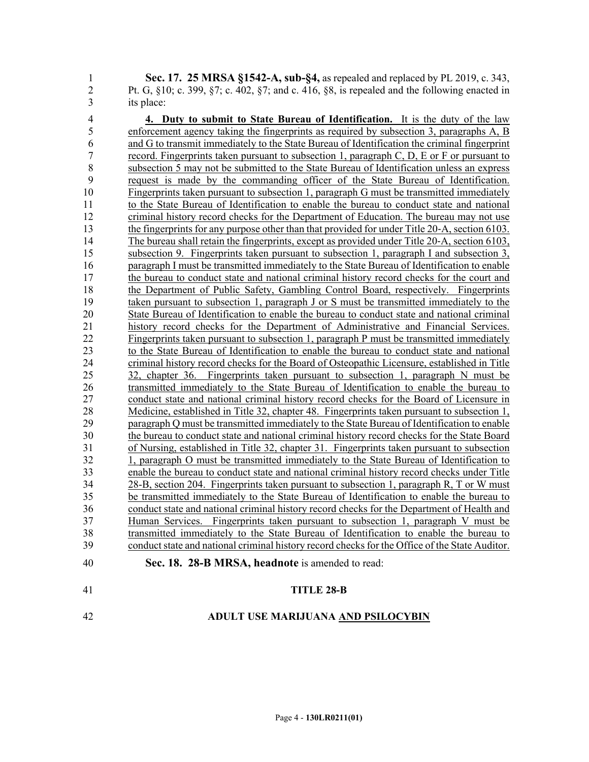**Sec. 17. 25 MRSA §1542-A, sub-§4,** as repealed and replaced by PL 2019, c. 343, Pt. G, §10; c. 399, §7; c. 402, §7; and c. 416, §8, is repealed and the following enacted in its place:

**4. Duty to submit to State Bureau of Identification.** It is the duty of the law enforcement agency taking the fingerprints as required by subsection 3, paragraphs A, B and G to transmit immediately to the State Bureau of Identification the criminal fingerprint record. Fingerprints taken pursuant to subsection 1, paragraph C, D, E or F or pursuant to subsection 5 may not be submitted to the State Bureau of Identification unless an express request is made by the commanding officer of the State Bureau of Identification. Fingerprints taken pursuant to subsection 1, paragraph G must be transmitted immediately to the State Bureau of Identification to enable the bureau to conduct state and national criminal history record checks for the Department of Education. The bureau may not use the fingerprints for any purpose other than that provided for under Title 20-A, section 6103. The bureau shall retain the fingerprints, except as provided under Title 20-A, section 6103, subsection 9. Fingerprints taken pursuant to subsection 1, paragraph I and subsection 3, paragraph I must be transmitted immediately to the State Bureau of Identification to enable the bureau to conduct state and national criminal history record checks for the court and the Department of Public Safety, Gambling Control Board, respectively. Fingerprints taken pursuant to subsection 1, paragraph J or S must be transmitted immediately to the State Bureau of Identification to enable the bureau to conduct state and national criminal history record checks for the Department of Administrative and Financial Services. Fingerprints taken pursuant to subsection 1, paragraph P must be transmitted immediately to the State Bureau of Identification to enable the bureau to conduct state and national criminal history record checks for the Board of Osteopathic Licensure, established in Title 32, chapter 36. Fingerprints taken pursuant to subsection 1, paragraph N must be transmitted immediately to the State Bureau of Identification to enable the bureau to conduct state and national criminal history record checks for the Board of Licensure in Medicine, established in Title 32, chapter 48. Fingerprints taken pursuant to subsection 1, paragraph Q must be transmitted immediately to the State Bureau of Identification to enable the bureau to conduct state and national criminal history record checks for the State Board of Nursing, established in Title 32, chapter 31. Fingerprints taken pursuant to subsection 1, paragraph O must be transmitted immediately to the State Bureau of Identification to enable the bureau to conduct state and national criminal history record checks under Title 28-B, section 204. Fingerprints taken pursuant to subsection 1, paragraph R, T or W must be transmitted immediately to the State Bureau of Identification to enable the bureau to conduct state and national criminal history record checks for the Department of Health and Human Services. Fingerprints taken pursuant to subsection 1, paragraph V must be transmitted immediately to the State Bureau of Identification to enable the bureau to conduct state and national criminal history record checks for the Office of the State Auditor.

**Sec. 18. 28-B MRSA, headnote** is amended to read:

**TITLE 28-B**

**ADULT USE MARIJUANA AND PSILOCYBIN**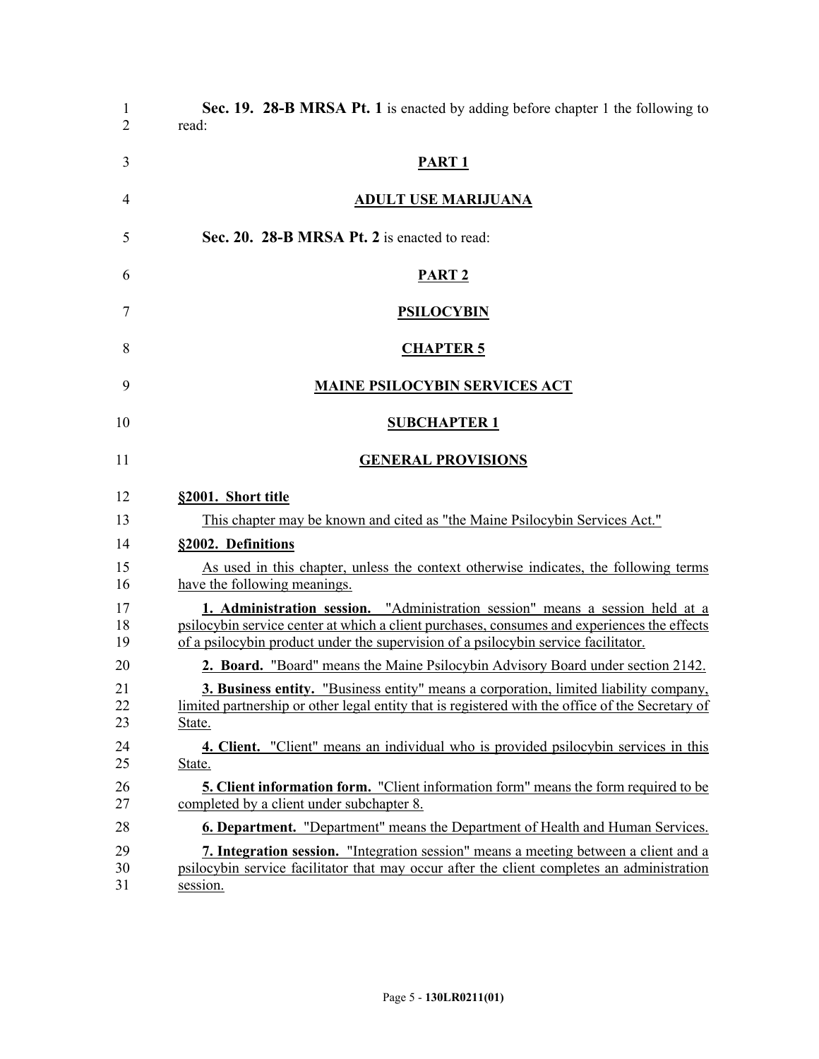**Sec. 19. 28-B MRSA Pt. 1** is enacted by adding before chapter 1 the following to read:

**PART 1**

**ADULT USE MARIJUANA**

**Sec. 20. 28-B MRSA Pt. 2** is enacted to read:

**PART 2**

**PSILOCYBIN**

**CHAPTER 5**

**MAINE PSILOCYBIN SERVICES ACT**

**SUBCHAPTER 1**

**GENERAL PROVISIONS**

**§2001. Short title**

This chapter may be known and cited as "the Maine Psilocybin Services Act."

**§2002. Definitions**

As used in this chapter, unless the context otherwise indicates, the following terms have the following meanings.

**1. Administration session.** "Administration session" means a session held at a psilocybin service center at which a client purchases, consumes and experiences the effects of a psilocybin product under the supervision of a psilocybin service facilitator.

**2. Board.** "Board" means the Maine Psilocybin Advisory Board under section 2142.

**3. Business entity.** "Business entity" means a corporation, limited liability company, limited partnership or other legal entity that is registered with the office of the Secretary of State.

**4. Client.** "Client" means an individual who is provided psilocybin services in this State.

**5. Client information form.** "Client information form" means the form required to be completed by a client under subchapter 8.

**6. Department.** "Department" means the Department of Health and Human Services.

**7. Integration session.** "Integration session" means a meeting between a client and a psilocybin service facilitator that may occur after the client completes an administration session.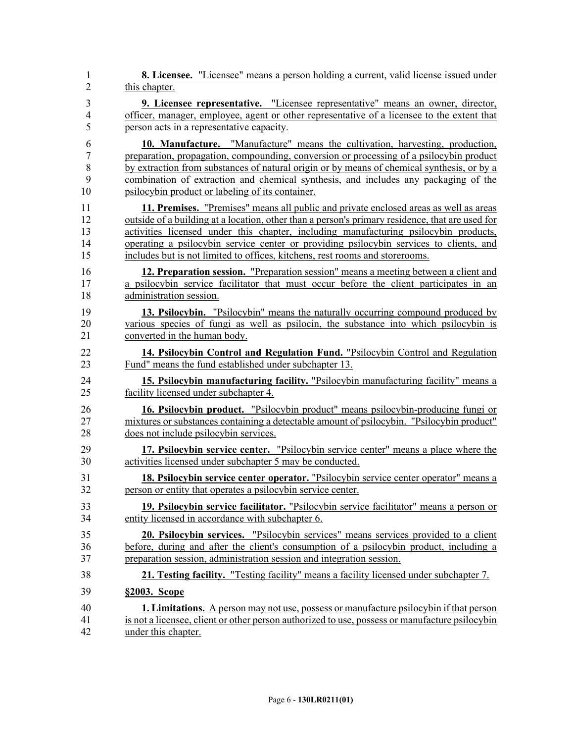**8. Licensee.** "Licensee" means a person holding a current, valid license issued under this chapter.

**9. Licensee representative.** "Licensee representative" means an owner, director, officer, manager, employee, agent or other representative of a licensee to the extent that person acts in a representative capacity.

**10. Manufacture.** "Manufacture" means the cultivation, harvesting, production, preparation, propagation, compounding, conversion or processing of a psilocybin product by extraction from substances of natural origin or by means of chemical synthesis, or by a combination of extraction and chemical synthesis, and includes any packaging of the psilocybin product or labeling of its container.

**11. Premises.** "Premises" means all public and private enclosed areas as well as areas outside of a building at a location, other than a person's primary residence, that are used for activities licensed under this chapter, including manufacturing psilocybin products, operating a psilocybin service center or providing psilocybin services to clients, and includes but is not limited to offices, kitchens, rest rooms and storerooms.

**12. Preparation session.** "Preparation session" means a meeting between a client and a psilocybin service facilitator that must occur before the client participates in an administration session.

**13. Psilocybin.** "Psilocybin" means the naturally occurring compound produced by various species of fungi as well as psilocin, the substance into which psilocybin is converted in the human body.

**14. Psilocybin Control and Regulation Fund.** "Psilocybin Control and Regulation Fund" means the fund established under subchapter 13.

**15. Psilocybin manufacturing facility.** "Psilocybin manufacturing facility" means a facility licensed under subchapter 4.

**16. Psilocybin product.** "Psilocybin product" means psilocybin-producing fungi or mixtures or substances containing a detectable amount of psilocybin. "Psilocybin product" does not include psilocybin services.

**17. Psilocybin service center.** "Psilocybin service center" means a place where the activities licensed under subchapter 5 may be conducted.

**18. Psilocybin service center operator.** "Psilocybin service center operator" means a person or entity that operates a psilocybin service center.

**19. Psilocybin service facilitator.** "Psilocybin service facilitator" means a person or entity licensed in accordance with subchapter 6.

**20. Psilocybin services.** "Psilocybin services" means services provided to a client before, during and after the client's consumption of a psilocybin product, including a preparation session, administration session and integration session.

**21. Testing facility.** "Testing facility" means a facility licensed under subchapter 7.

**§2003. Scope**

**1. Limitations.** A person may not use, possess or manufacture psilocybin if that person is not a licensee, client or other person authorized to use, possess or manufacture psilocybin under this chapter.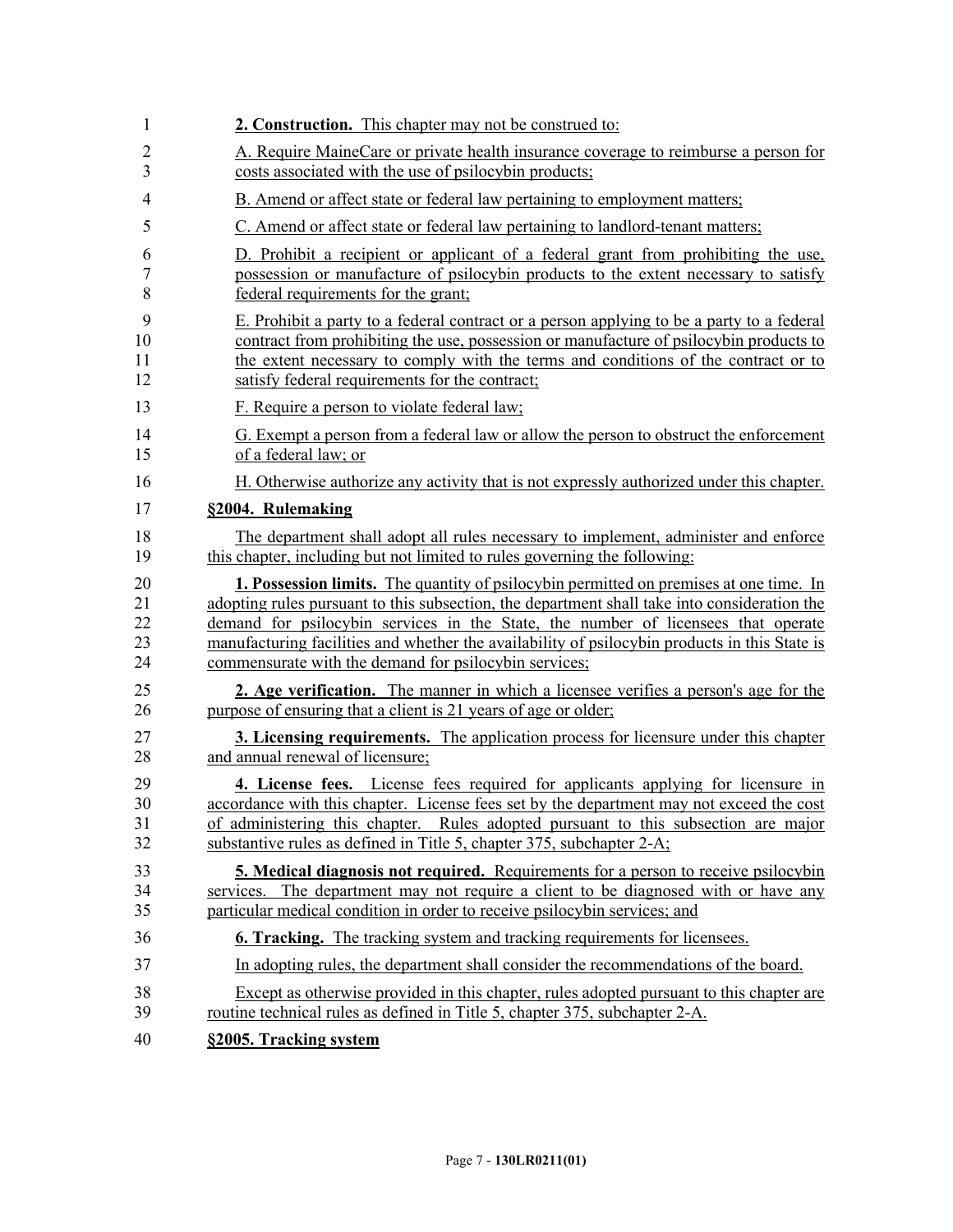**2. Construction.** This chapter may not be construed to:

A. Require MaineCare or private health insurance coverage to reimburse a person for costs associated with the use of psilocybin products;

B. Amend or affect state or federal law pertaining to employment matters;

C. Amend or affect state or federal law pertaining to landlord-tenant matters;

D. Prohibit a recipient or applicant of a federal grant from prohibiting the use, possession or manufacture of psilocybin products to the extent necessary to satisfy federal requirements for the grant;

E. Prohibit a party to a federal contract or a person applying to be a party to a federal contract from prohibiting the use, possession or manufacture of psilocybin products to the extent necessary to comply with the terms and conditions of the contract or to satisfy federal requirements for the contract;

F. Require a person to violate federal law;

G. Exempt a person from a federal law or allow the person to obstruct the enforcement of a federal law; or

H. Otherwise authorize any activity that is not expressly authorized under this chapter.

**§2004. Rulemaking**

The department shall adopt all rules necessary to implement, administer and enforce this chapter, including but not limited to rules governing the following:

**1. Possession limits.** The quantity of psilocybin permitted on premises at one time. In adopting rules pursuant to this subsection, the department shall take into consideration the demand for psilocybin services in the State, the number of licensees that operate manufacturing facilities and whether the availability of psilocybin products in this State is commensurate with the demand for psilocybin services;

**2. Age verification.** The manner in which a licensee verifies a person's age for the purpose of ensuring that a client is 21 years of age or older;

**3. Licensing requirements.** The application process for licensure under this chapter and annual renewal of licensure;

**4. License fees.** License fees required for applicants applying for licensure in accordance with this chapter. License fees set by the department may not exceed the cost of administering this chapter. Rules adopted pursuant to this subsection are major substantive rules as defined in Title 5, chapter 375, subchapter 2-A;

**5. Medical diagnosis not required.** Requirements for a person to receive psilocybin services. The department may not require a client to be diagnosed with or have any particular medical condition in order to receive psilocybin services; and

**6. Tracking.** The tracking system and tracking requirements for licensees.

In adopting rules, the department shall consider the recommendations of the board.

Except as otherwise provided in this chapter, rules adopted pursuant to this chapter are routine technical rules as defined in Title 5, chapter 375, subchapter 2-A.

**§2005. Tracking system**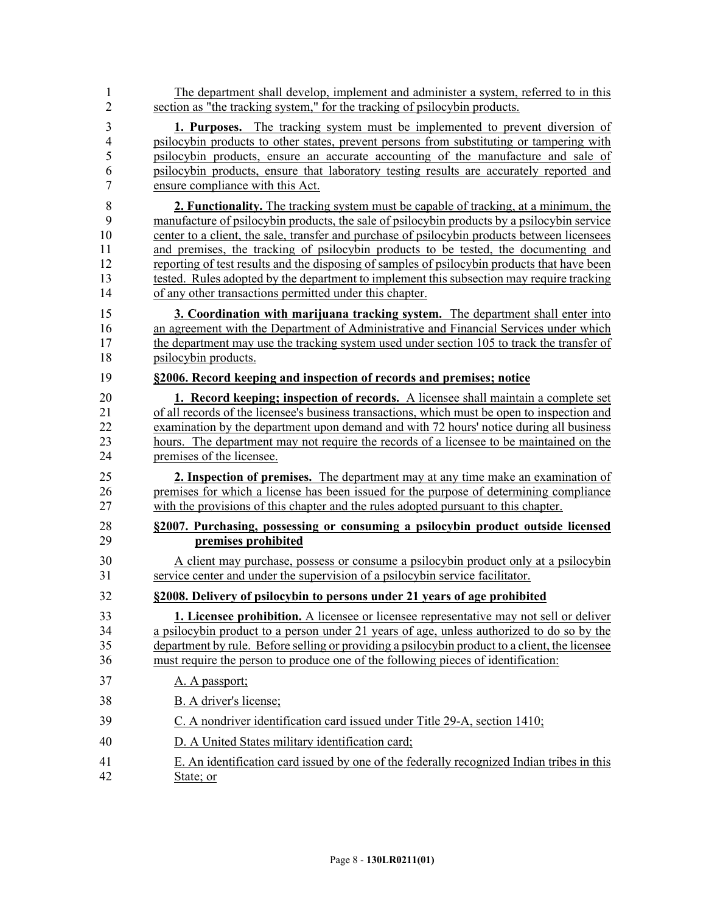The department shall develop, implement and administer a system, referred to in this section as "the tracking system," for the tracking of psilocybin products.

**1. Purposes.** The tracking system must be implemented to prevent diversion of psilocybin products to other states, prevent persons from substituting or tampering with psilocybin products, ensure an accurate accounting of the manufacture and sale of psilocybin products, ensure that laboratory testing results are accurately reported and ensure compliance with this Act.

**2. Functionality.** The tracking system must be capable of tracking, at a minimum, the manufacture of psilocybin products, the sale of psilocybin products by a psilocybin service center to a client, the sale, transfer and purchase of psilocybin products between licensees and premises, the tracking of psilocybin products to be tested, the documenting and reporting of test results and the disposing of samples of psilocybin products that have been tested. Rules adopted by the department to implement this subsection may require tracking of any other transactions permitted under this chapter.

**3. Coordination with marijuana tracking system.** The department shall enter into an agreement with the Department of Administrative and Financial Services under which the department may use the tracking system used under section 105 to track the transfer of psilocybin products.

**§2006. Record keeping and inspection of records and premises; notice**

**1. Record keeping; inspection of records.** A licensee shall maintain a complete set of all records of the licensee's business transactions, which must be open to inspection and examination by the department upon demand and with 72 hours' notice during all business hours. The department may not require the records of a licensee to be maintained on the premises of the licensee.

**2. Inspection of premises.** The department may at any time make an examination of premises for which a license has been issued for the purpose of determining compliance with the provisions of this chapter and the rules adopted pursuant to this chapter.

**§2007. Purchasing, possessing or consuming a psilocybin product outside licensed premises prohibited**

A client may purchase, possess or consume a psilocybin product only at a psilocybin service center and under the supervision of a psilocybin service facilitator.

**§2008. Delivery of psilocybin to persons under 21 years of age prohibited**

**1. Licensee prohibition.** A licensee or licensee representative may not sell or deliver a psilocybin product to a person under 21 years of age, unless authorized to do so by the department by rule. Before selling or providing a psilocybin product to a client, the licensee must require the person to produce one of the following pieces of identification:

A. A passport;

B. A driver's license;

C. A nondriver identification card issued under Title 29-A, section 1410;

D. A United States military identification card;

E. An identification card issued by one of the federally recognized Indian tribes in this State; or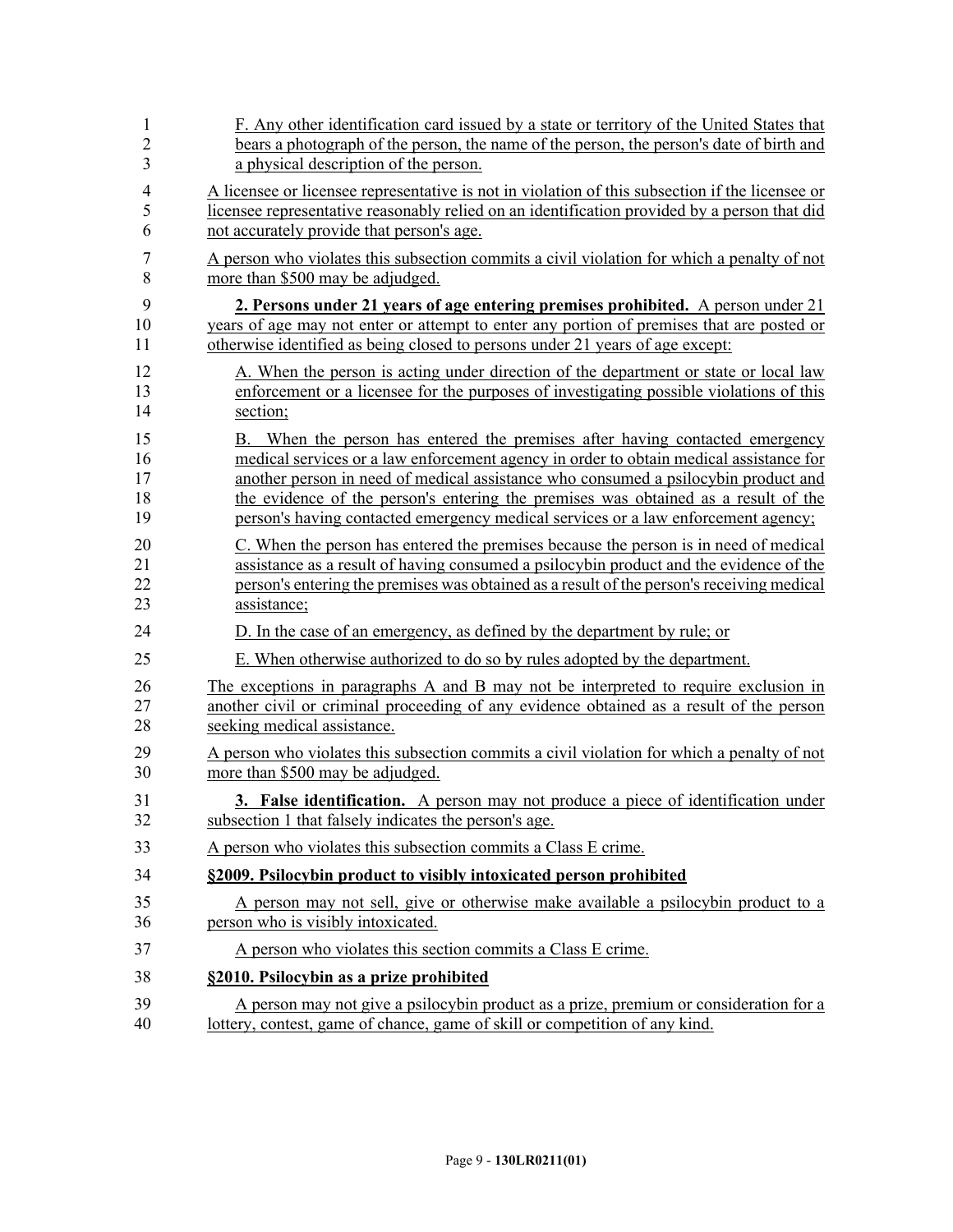F. Any other identification card issued by a state or territory of the United States that bears a photograph of the person, the name of the person, the person's date of birth and a physical description of the person.

A licensee or licensee representative is not in violation of this subsection if the licensee or licensee representative reasonably relied on an identification provided by a person that did not accurately provide that person's age.

A person who violates this subsection commits a civil violation for which a penalty of not more than $500 may be adjudged.

**2. Persons under 21 years of age entering premises prohibited.** A person under 21 years of age may not enter or attempt to enter any portion of premises that are posted or otherwise identified as being closed to persons under 21 years of age except:

A. When the person is acting under direction of the department or state or local law enforcement or a licensee for the purposes of investigating possible violations of this section;

B. When the person has entered the premises after having contacted emergency medical services or a law enforcement agency in order to obtain medical assistance for another person in need of medical assistance who consumed a psilocybin product and the evidence of the person's entering the premises was obtained as a result of the person's having contacted emergency medical services or a law enforcement agency;

C. When the person has entered the premises because the person is in need of medical assistance as a result of having consumed a psilocybin product and the evidence of the person's entering the premises was obtained as a result of the person's receiving medical assistance;

D. In the case of an emergency, as defined by the department by rule; or

E. When otherwise authorized to do so by rules adopted by the department.

The exceptions in paragraphs A and B may not be interpreted to require exclusion in another civil or criminal proceeding of any evidence obtained as a result of the person seeking medical assistance.

A person who violates this subsection commits a civil violation for which a penalty of not more than $500 may be adjudged.

**3. False identification.** A person may not produce a piece of identification under subsection 1 that falsely indicates the person's age.

A person who violates this subsection commits a Class E crime.

**§2009. Psilocybin product to visibly intoxicated person prohibited**

A person may not sell, give or otherwise make available a psilocybin product to a person who is visibly intoxicated.

A person who violates this section commits a Class E crime.

**§2010. Psilocybin as a prize prohibited**

A person may not give a psilocybin product as a prize, premium or consideration for a lottery, contest, game of chance, game of skill or competition of any kind.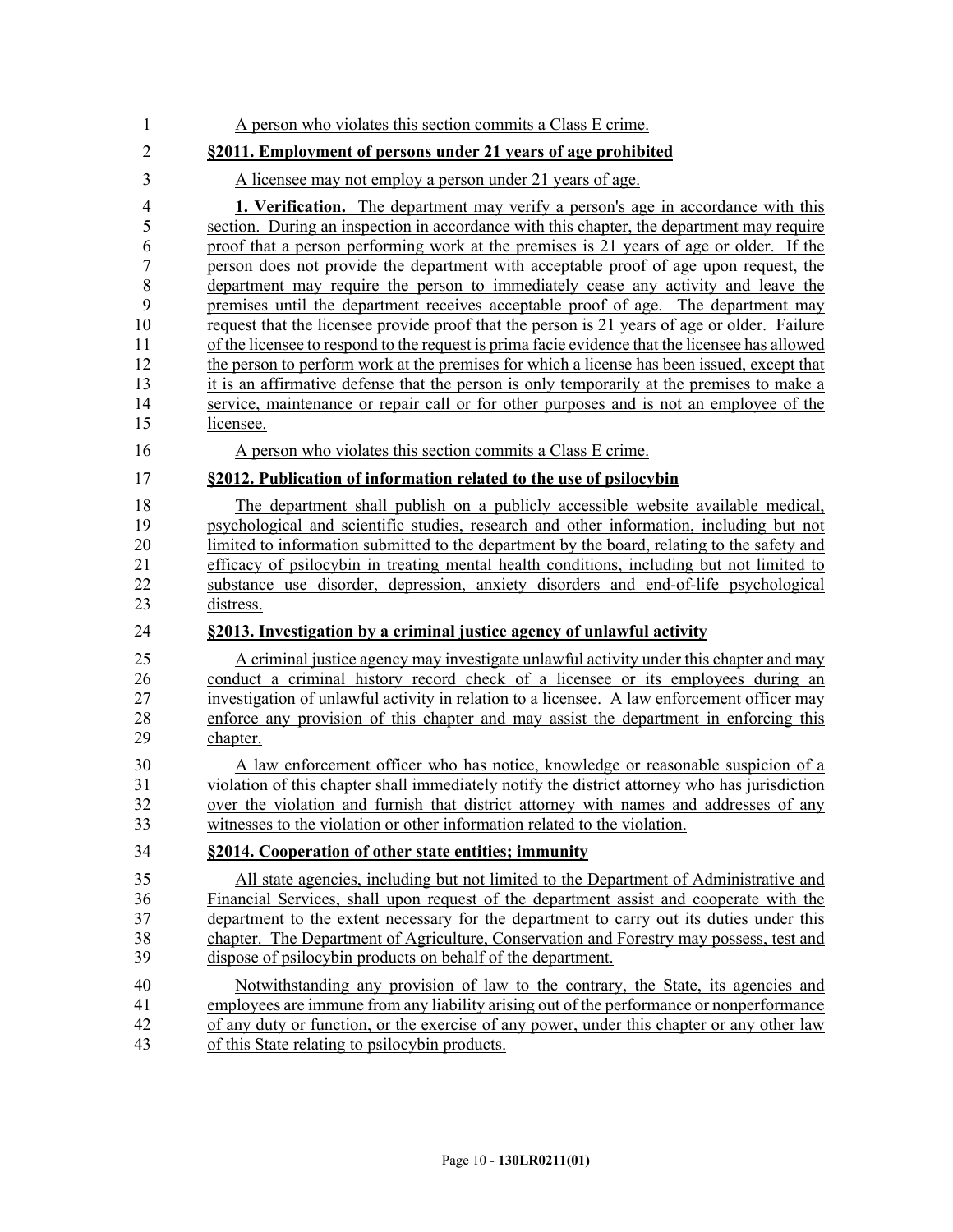A person who violates this section commits a Class E crime.

**§2011. Employment of persons under 21 years of age prohibited**

A licensee may not employ a person under 21 years of age.

**1. Verification.** The department may verify a person's age in accordance with this section. During an inspection in accordance with this chapter, the department may require proof that a person performing work at the premises is 21 years of age or older. If the person does not provide the department with acceptable proof of age upon request, the department may require the person to immediately cease any activity and leave the premises until the department receives acceptable proof of age. The department may request that the licensee provide proof that the person is 21 years of age or older. Failure of the licensee to respond to the request is prima facie evidence that the licensee has allowed the person to perform work at the premises for which a license has been issued, except that it is an affirmative defense that the person is only temporarily at the premises to make a service, maintenance or repair call or for other purposes and is not an employee of the licensee.

A person who violates this section commits a Class E crime.

**§2012. Publication of information related to the use of psilocybin**

The department shall publish on a publicly accessible website available medical, psychological and scientific studies, research and other information, including but not limited to information submitted to the department by the board, relating to the safety and efficacy of psilocybin in treating mental health conditions, including but not limited to substance use disorder, depression, anxiety disorders and end-of-life psychological distress.

**§2013. Investigation by a criminal justice agency of unlawful activity**

A criminal justice agency may investigate unlawful activity under this chapter and may conduct a criminal history record check of a licensee or its employees during an investigation of unlawful activity in relation to a licensee. A law enforcement officer may enforce any provision of this chapter and may assist the department in enforcing this chapter.

A law enforcement officer who has notice, knowledge or reasonable suspicion of a violation of this chapter shall immediately notify the district attorney who has jurisdiction over the violation and furnish that district attorney with names and addresses of any witnesses to the violation or other information related to the violation.

**§2014. Cooperation of other state entities; immunity**

All state agencies, including but not limited to the Department of Administrative and Financial Services, shall upon request of the department assist and cooperate with the department to the extent necessary for the department to carry out its duties under this chapter. The Department of Agriculture, Conservation and Forestry may possess, test and dispose of psilocybin products on behalf of the department.

Notwithstanding any provision of law to the contrary, the State, its agencies and employees are immune from any liability arising out of the performance or nonperformance of any duty or function, or the exercise of any power, under this chapter or any other law of this State relating to psilocybin products.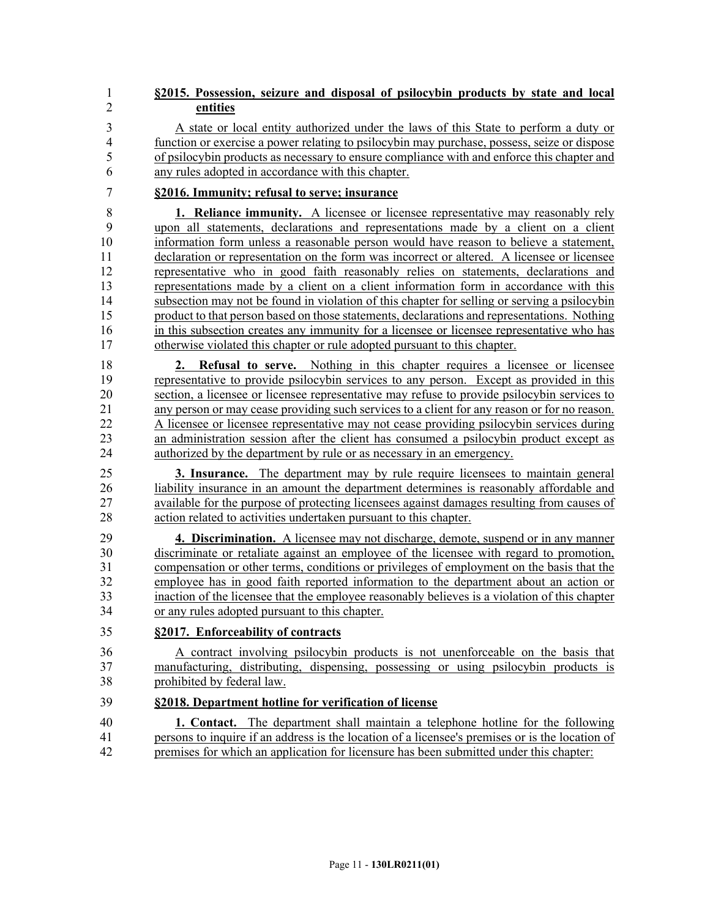**§2015. Possession, seizure and disposal of psilocybin products by state and local entities**

A state or local entity authorized under the laws of this State to perform a duty or function or exercise a power relating to psilocybin may purchase, possess, seize or dispose of psilocybin products as necessary to ensure compliance with and enforce this chapter and any rules adopted in accordance with this chapter.

**§2016. Immunity; refusal to serve; insurance**

**1. Reliance immunity.** A licensee or licensee representative may reasonably rely upon all statements, declarations and representations made by a client on a client information form unless a reasonable person would have reason to believe a statement, declaration or representation on the form was incorrect or altered. A licensee or licensee representative who in good faith reasonably relies on statements, declarations and representations made by a client on a client information form in accordance with this subsection may not be found in violation of this chapter for selling or serving a psilocybin product to that person based on those statements, declarations and representations. Nothing in this subsection creates any immunity for a licensee or licensee representative who has otherwise violated this chapter or rule adopted pursuant to this chapter.

**2. Refusal to serve.** Nothing in this chapter requires a licensee or licensee representative to provide psilocybin services to any person. Except as provided in this section, a licensee or licensee representative may refuse to provide psilocybin services to any person or may cease providing such services to a client for any reason or for no reason. A licensee or licensee representative may not cease providing psilocybin services during an administration session after the client has consumed a psilocybin product except as authorized by the department by rule or as necessary in an emergency.

**3. Insurance.** The department may by rule require licensees to maintain general liability insurance in an amount the department determines is reasonably affordable and available for the purpose of protecting licensees against damages resulting from causes of action related to activities undertaken pursuant to this chapter.

**4. Discrimination.** A licensee may not discharge, demote, suspend or in any manner discriminate or retaliate against an employee of the licensee with regard to promotion, compensation or other terms, conditions or privileges of employment on the basis that the employee has in good faith reported information to the department about an action or inaction of the licensee that the employee reasonably believes is a violation of this chapter or any rules adopted pursuant to this chapter.

**§2017. Enforceability of contracts**

A contract involving psilocybin products is not unenforceable on the basis that manufacturing, distributing, dispensing, possessing or using psilocybin products is prohibited by federal law.

**§2018. Department hotline for verification of license**

**1. Contact.** The department shall maintain a telephone hotline for the following persons to inquire if an address is the location of a licensee's premises or is the location of premises for which an application for licensure has been submitted under this chapter: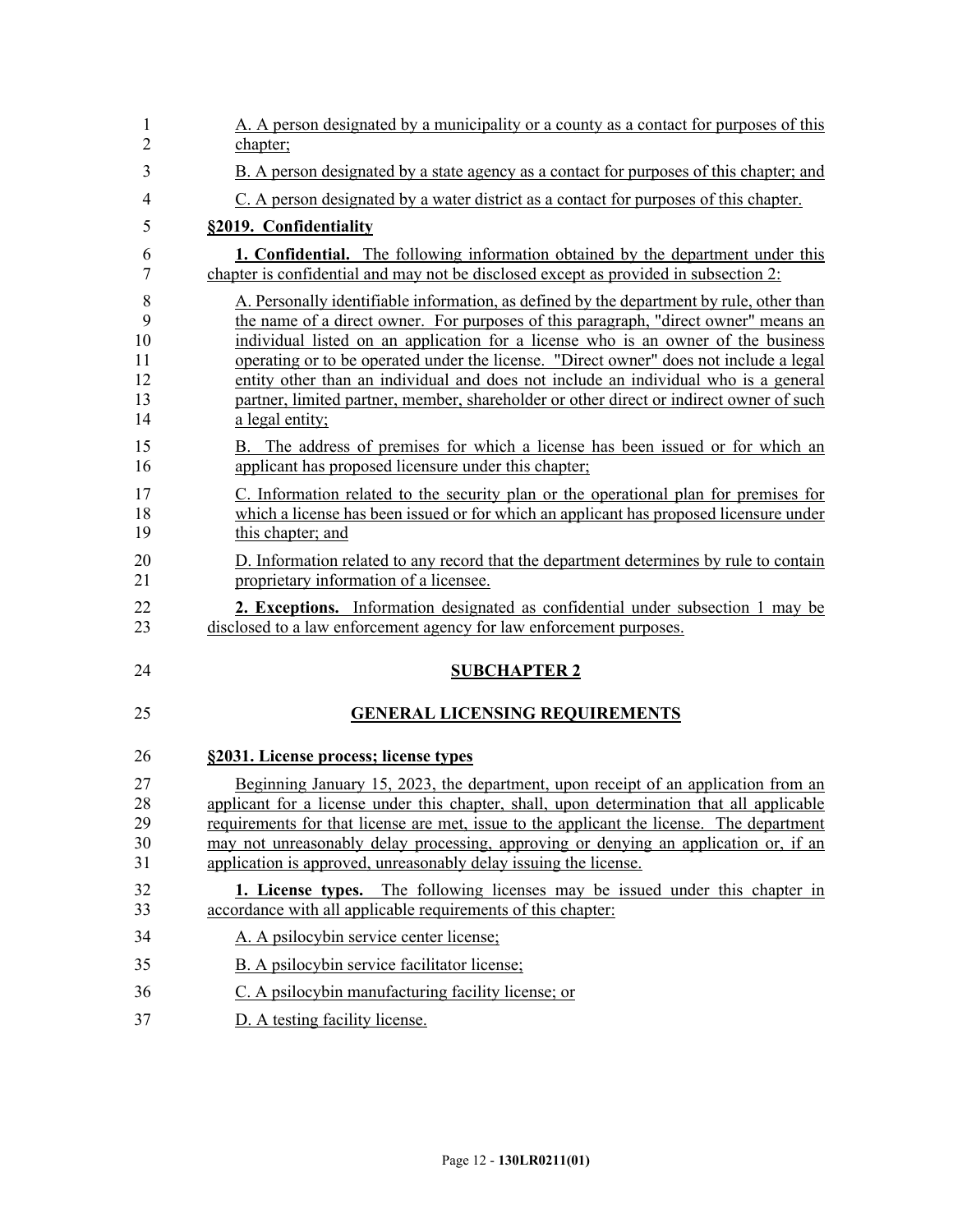A. A person designated by a municipality or a county as a contact for purposes of this chapter;

B. A person designated by a state agency as a contact for purposes of this chapter; and

C. A person designated by a water district as a contact for purposes of this chapter.

**§2019. Confidentiality**

**1. Confidential.** The following information obtained by the department under this chapter is confidential and may not be disclosed except as provided in subsection 2:

A. Personally identifiable information, as defined by the department by rule, other than the name of a direct owner. For purposes of this paragraph, "direct owner" means an individual listed on an application for a license who is an owner of the business operating or to be operated under the license. "Direct owner" does not include a legal entity other than an individual and does not include an individual who is a general partner, limited partner, member, shareholder or other direct or indirect owner of such a legal entity;

B. The address of premises for which a license has been issued or for which an applicant has proposed licensure under this chapter;

C. Information related to the security plan or the operational plan for premises for which a license has been issued or for which an applicant has proposed licensure under this chapter; and

D. Information related to any record that the department determines by rule to contain proprietary information of a licensee.

**2. Exceptions.** Information designated as confidential under subsection 1 may be disclosed to a law enforcement agency for law enforcement purposes.

## SUBCHAPTER 2

## GENERAL LICENSING REQUIREMENTS

**§2031. License process; license types**

Beginning January 15, 2023, the department, upon receipt of an application from an applicant for a license under this chapter, shall, upon determination that all applicable requirements for that license are met, issue to the applicant the license. The department may not unreasonably delay processing, approving or denying an application or, if an application is approved, unreasonably delay issuing the license.

**1. License types.** The following licenses may be issued under this chapter in accordance with all applicable requirements of this chapter:

A. A psilocybin service center license;

B. A psilocybin service facilitator license;

C. A psilocybin manufacturing facility license; or

D. A testing facility license.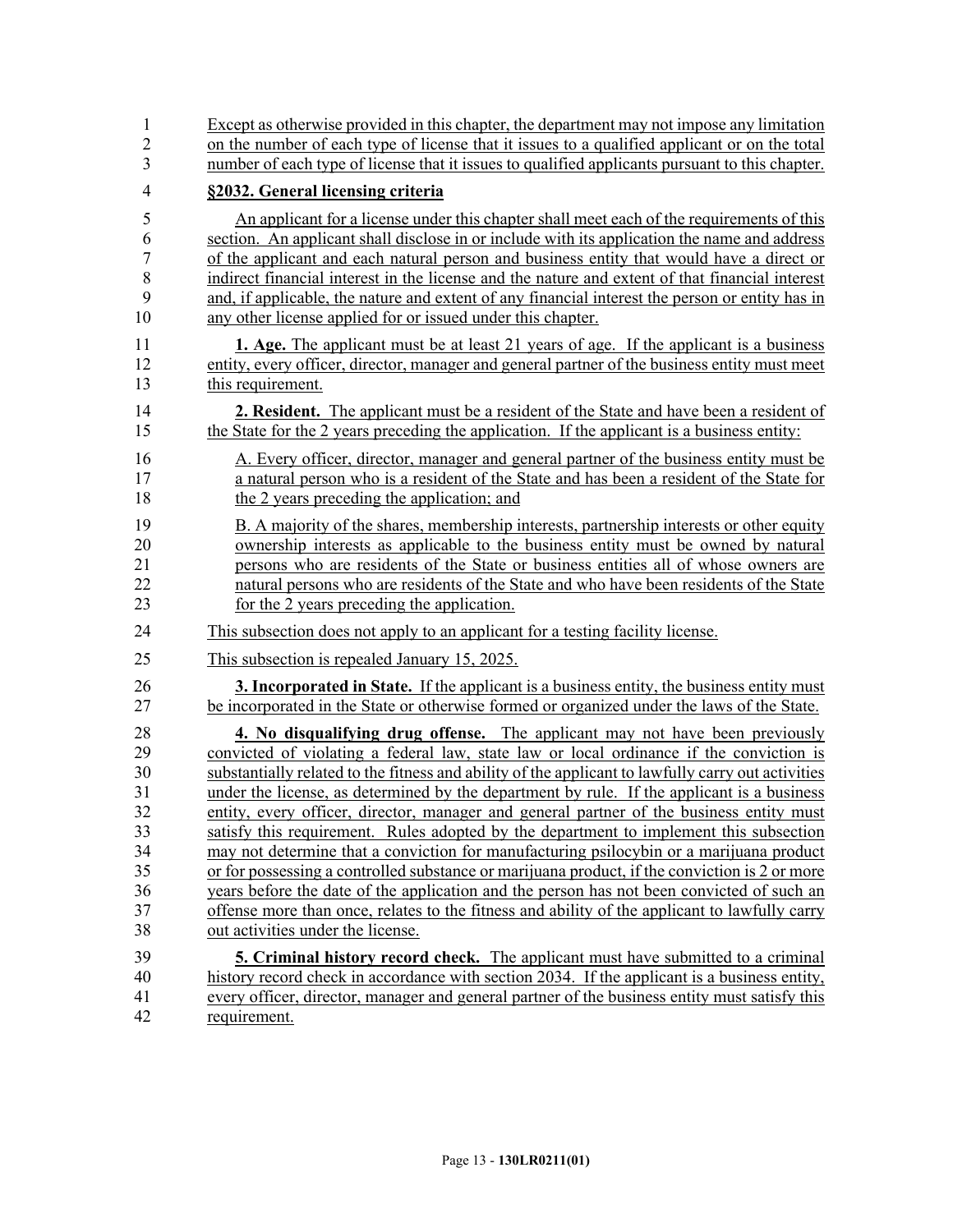Except as otherwise provided in this chapter, the department may not impose any limitation on the number of each type of license that it issues to a qualified applicant or on the total number of each type of license that it issues to qualified applicants pursuant to this chapter.

**§2032. General licensing criteria**

An applicant for a license under this chapter shall meet each of the requirements of this section. An applicant shall disclose in or include with its application the name and address of the applicant and each natural person and business entity that would have a direct or indirect financial interest in the license and the nature and extent of that financial interest and, if applicable, the nature and extent of any financial interest the person or entity has in any other license applied for or issued under this chapter.

**1. Age.** The applicant must be at least 21 years of age. If the applicant is a business entity, every officer, director, manager and general partner of the business entity must meet this requirement.

**2. Resident.** The applicant must be a resident of the State and have been a resident of the State for the 2 years preceding the application. If the applicant is a business entity:

A. Every officer, director, manager and general partner of the business entity must be a natural person who is a resident of the State and has been a resident of the State for the 2 years preceding the application; and

B. A majority of the shares, membership interests, partnership interests or other equity ownership interests as applicable to the business entity must be owned by natural persons who are residents of the State or business entities all of whose owners are natural persons who are residents of the State and who have been residents of the State for the 2 years preceding the application.

This subsection does not apply to an applicant for a testing facility license.

This subsection is repealed January 15, 2025.

**3. Incorporated in State.** If the applicant is a business entity, the business entity must be incorporated in the State or otherwise formed or organized under the laws of the State.

**4. No disqualifying drug offense.** The applicant may not have been previously convicted of violating a federal law, state law or local ordinance if the conviction is substantially related to the fitness and ability of the applicant to lawfully carry out activities under the license, as determined by the department by rule. If the applicant is a business entity, every officer, director, manager and general partner of the business entity must satisfy this requirement. Rules adopted by the department to implement this subsection may not determine that a conviction for manufacturing psilocybin or a marijuana product or for possessing a controlled substance or marijuana product, if the conviction is 2 or more years before the date of the application and the person has not been convicted of such an offense more than once, relates to the fitness and ability of the applicant to lawfully carry out activities under the license.

**5. Criminal history record check.** The applicant must have submitted to a criminal history record check in accordance with section 2034. If the applicant is a business entity, every officer, director, manager and general partner of the business entity must satisfy this requirement.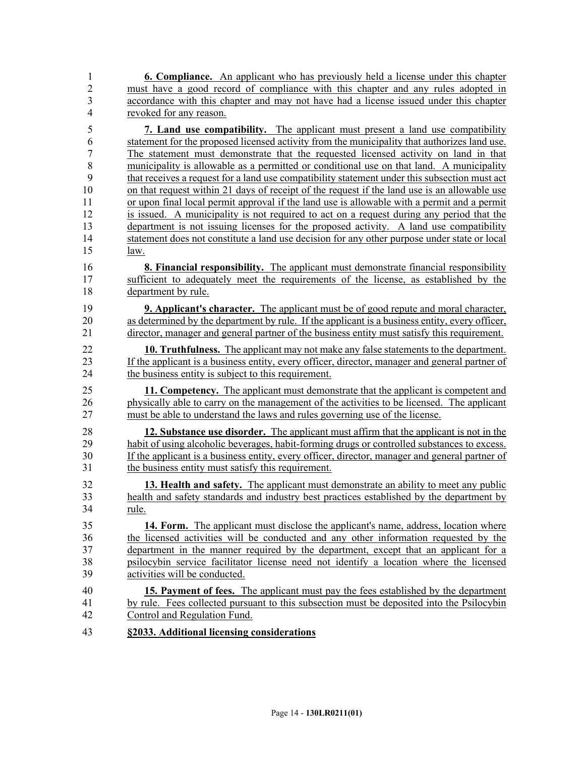**6. Compliance.** An applicant who has previously held a license under this chapter must have a good record of compliance with this chapter and any rules adopted in accordance with this chapter and may not have had a license issued under this chapter revoked for any reason.

**7. Land use compatibility.** The applicant must present a land use compatibility statement for the proposed licensed activity from the municipality that authorizes land use. The statement must demonstrate that the requested licensed activity on land in that municipality is allowable as a permitted or conditional use on that land. A municipality that receives a request for a land use compatibility statement under this subsection must act on that request within 21 days of receipt of the request if the land use is an allowable use or upon final local permit approval if the land use is allowable with a permit and a permit is issued. A municipality is not required to act on a request during any period that the department is not issuing licenses for the proposed activity. A land use compatibility statement does not constitute a land use decision for any other purpose under state or local law.

**8. Financial responsibility.** The applicant must demonstrate financial responsibility sufficient to adequately meet the requirements of the license, as established by the department by rule.

**9. Applicant's character.** The applicant must be of good repute and moral character, as determined by the department by rule. If the applicant is a business entity, every officer, director, manager and general partner of the business entity must satisfy this requirement.

**10. Truthfulness.** The applicant may not make any false statements to the department. If the applicant is a business entity, every officer, director, manager and general partner of the business entity is subject to this requirement.

**11. Competency.** The applicant must demonstrate that the applicant is competent and physically able to carry on the management of the activities to be licensed. The applicant must be able to understand the laws and rules governing use of the license.

**12. Substance use disorder.** The applicant must affirm that the applicant is not in the habit of using alcoholic beverages, habit-forming drugs or controlled substances to excess. If the applicant is a business entity, every officer, director, manager and general partner of the business entity must satisfy this requirement.

**13. Health and safety.** The applicant must demonstrate an ability to meet any public health and safety standards and industry best practices established by the department by rule.

**14. Form.** The applicant must disclose the applicant's name, address, location where the licensed activities will be conducted and any other information requested by the department in the manner required by the department, except that an applicant for a psilocybin service facilitator license need not identify a location where the licensed activities will be conducted.

**15. Payment of fees.** The applicant must pay the fees established by the department by rule. Fees collected pursuant to this subsection must be deposited into the Psilocybin Control and Regulation Fund.

**§2033. Additional licensing considerations**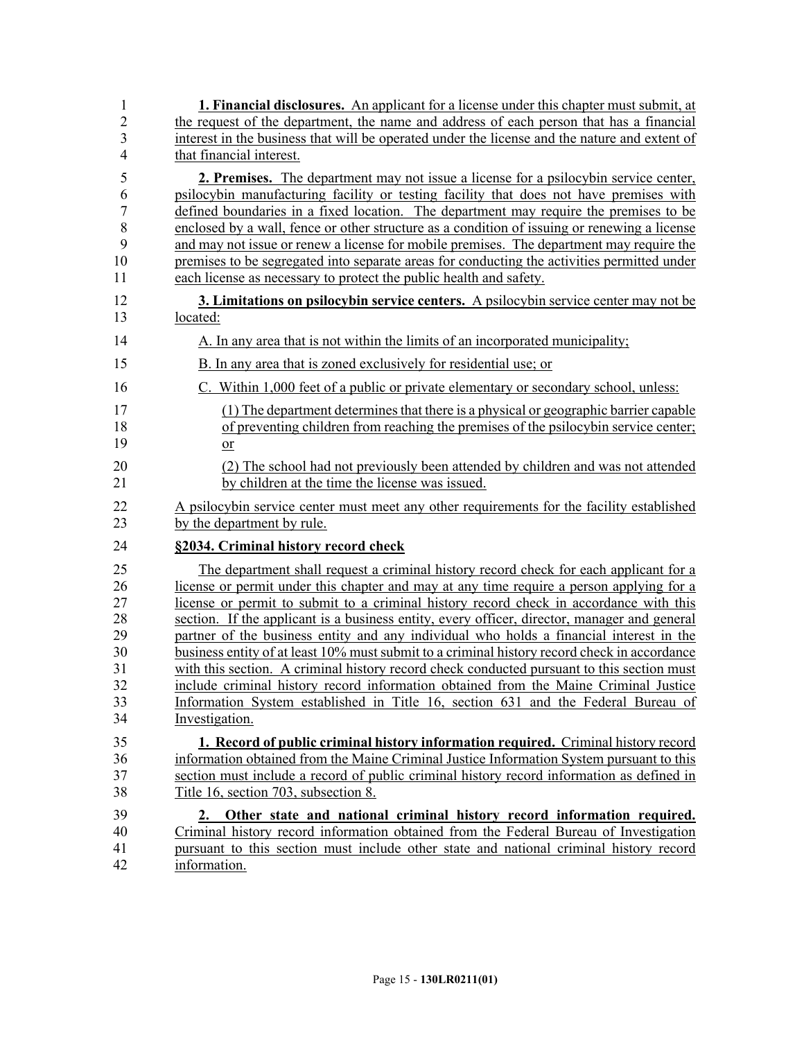**1. Financial disclosures.** An applicant for a license under this chapter must submit, at the request of the department, the name and address of each person that has a financial interest in the business that will be operated under the license and the nature and extent of that financial interest.

**2. Premises.** The department may not issue a license for a psilocybin service center, psilocybin manufacturing facility or testing facility that does not have premises with defined boundaries in a fixed location. The department may require the premises to be enclosed by a wall, fence or other structure as a condition of issuing or renewing a license and may not issue or renew a license for mobile premises. The department may require the premises to be segregated into separate areas for conducting the activities permitted under each license as necessary to protect the public health and safety.

**3. Limitations on psilocybin service centers.** A psilocybin service center may not be located:

A. In any area that is not within the limits of an incorporated municipality;

B. In any area that is zoned exclusively for residential use; or

C. Within 1,000 feet of a public or private elementary or secondary school, unless:

(1) The department determines that there is a physical or geographic barrier capable of preventing children from reaching the premises of the psilocybin service center; or

(2) The school had not previously been attended by children and was not attended by children at the time the license was issued.

A psilocybin service center must meet any other requirements for the facility established by the department by rule.

**§2034. Criminal history record check**

The department shall request a criminal history record check for each applicant for a license or permit under this chapter and may at any time require a person applying for a license or permit to submit to a criminal history record check in accordance with this section. If the applicant is a business entity, every officer, director, manager and general partner of the business entity and any individual who holds a financial interest in the business entity of at least 10% must submit to a criminal history record check in accordance with this section. A criminal history record check conducted pursuant to this section must include criminal history record information obtained from the Maine Criminal Justice Information System established in Title 16, section 631 and the Federal Bureau of Investigation.

**1. Record of public criminal history information required.** Criminal history record information obtained from the Maine Criminal Justice Information System pursuant to this section must include a record of public criminal history record information as defined in Title 16, section 703, subsection 8.

**2. Other state and national criminal history record information required.** Criminal history record information obtained from the Federal Bureau of Investigation pursuant to this section must include other state and national criminal history record information.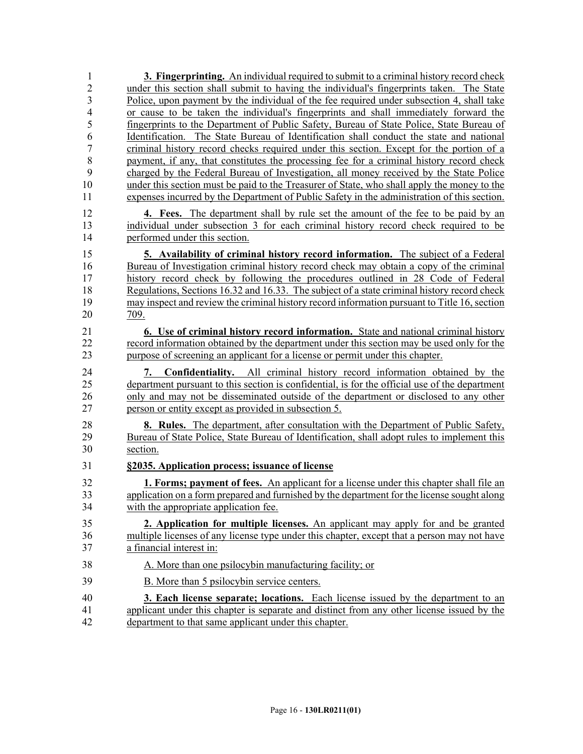**3. Fingerprinting.** An individual required to submit to a criminal history record check under this section shall submit to having the individual's fingerprints taken. The State Police, upon payment by the individual of the fee required under subsection 4, shall take or cause to be taken the individual's fingerprints and shall immediately forward the fingerprints to the Department of Public Safety, Bureau of State Police, State Bureau of Identification. The State Bureau of Identification shall conduct the state and national criminal history record checks required under this section. Except for the portion of a payment, if any, that constitutes the processing fee for a criminal history record check charged by the Federal Bureau of Investigation, all money received by the State Police under this section must be paid to the Treasurer of State, who shall apply the money to the expenses incurred by the Department of Public Safety in the administration of this section.

**4. Fees.** The department shall by rule set the amount of the fee to be paid by an individual under subsection 3 for each criminal history record check required to be performed under this section.

**5. Availability of criminal history record information.** The subject of a Federal Bureau of Investigation criminal history record check may obtain a copy of the criminal history record check by following the procedures outlined in 28 Code of Federal Regulations, Sections 16.32 and 16.33. The subject of a state criminal history record check may inspect and review the criminal history record information pursuant to Title 16, section 709.

**6. Use of criminal history record information.** State and national criminal history record information obtained by the department under this section may be used only for the purpose of screening an applicant for a license or permit under this chapter.

**7. Confidentiality.** All criminal history record information obtained by the department pursuant to this section is confidential, is for the official use of the department only and may not be disseminated outside of the department or disclosed to any other person or entity except as provided in subsection 5.

**8. Rules.** The department, after consultation with the Department of Public Safety, Bureau of State Police, State Bureau of Identification, shall adopt rules to implement this section.

**§2035. Application process; issuance of license**

**1. Forms; payment of fees.** An applicant for a license under this chapter shall file an application on a form prepared and furnished by the department for the license sought along with the appropriate application fee.

**2. Application for multiple licenses.** An applicant may apply for and be granted multiple licenses of any license type under this chapter, except that a person may not have a financial interest in:

A. More than one psilocybin manufacturing facility; or

B. More than 5 psilocybin service centers.

**3. Each license separate; locations.** Each license issued by the department to an applicant under this chapter is separate and distinct from any other license issued by the department to that same applicant under this chapter.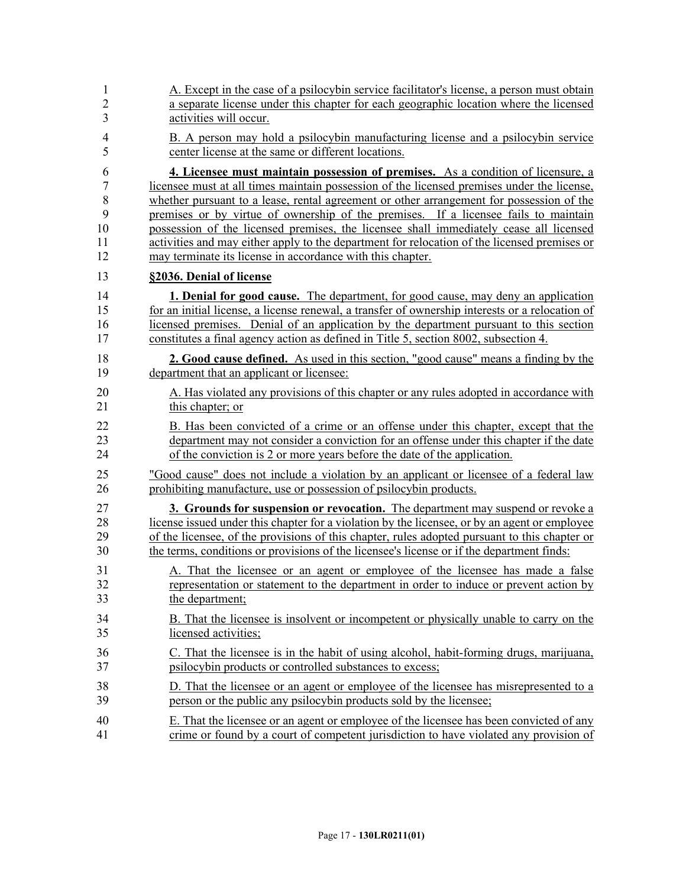A. Except in the case of a psilocybin service facilitator's license, a person must obtain a separate license under this chapter for each geographic location where the licensed activities will occur.

B. A person may hold a psilocybin manufacturing license and a psilocybin service center license at the same or different locations.

**4. Licensee must maintain possession of premises.** As a condition of licensure, a licensee must at all times maintain possession of the licensed premises under the license, whether pursuant to a lease, rental agreement or other arrangement for possession of the premises or by virtue of ownership of the premises. If a licensee fails to maintain possession of the licensed premises, the licensee shall immediately cease all licensed activities and may either apply to the department for relocation of the licensed premises or may terminate its license in accordance with this chapter.

**§2036. Denial of license**

**1. Denial for good cause.** The department, for good cause, may deny an application for an initial license, a license renewal, a transfer of ownership interests or a relocation of licensed premises. Denial of an application by the department pursuant to this section constitutes a final agency action as defined in Title 5, section 8002, subsection 4.

**2. Good cause defined.** As used in this section, "good cause" means a finding by the department that an applicant or licensee:

A. Has violated any provisions of this chapter or any rules adopted in accordance with this chapter; or

B. Has been convicted of a crime or an offense under this chapter, except that the department may not consider a conviction for an offense under this chapter if the date of the conviction is 2 or more years before the date of the application.

"Good cause" does not include a violation by an applicant or licensee of a federal law prohibiting manufacture, use or possession of psilocybin products.

**3. Grounds for suspension or revocation.** The department may suspend or revoke a license issued under this chapter for a violation by the licensee, or by an agent or employee of the licensee, of the provisions of this chapter, rules adopted pursuant to this chapter or the terms, conditions or provisions of the licensee's license or if the department finds:

A. That the licensee or an agent or employee of the licensee has made a false representation or statement to the department in order to induce or prevent action by the department;

B. That the licensee is insolvent or incompetent or physically unable to carry on the licensed activities;

C. That the licensee is in the habit of using alcohol, habit-forming drugs, marijuana, psilocybin products or controlled substances to excess;

D. That the licensee or an agent or employee of the licensee has misrepresented to a person or the public any psilocybin products sold by the licensee;

E. That the licensee or an agent or employee of the licensee has been convicted of any crime or found by a court of competent jurisdiction to have violated any provision of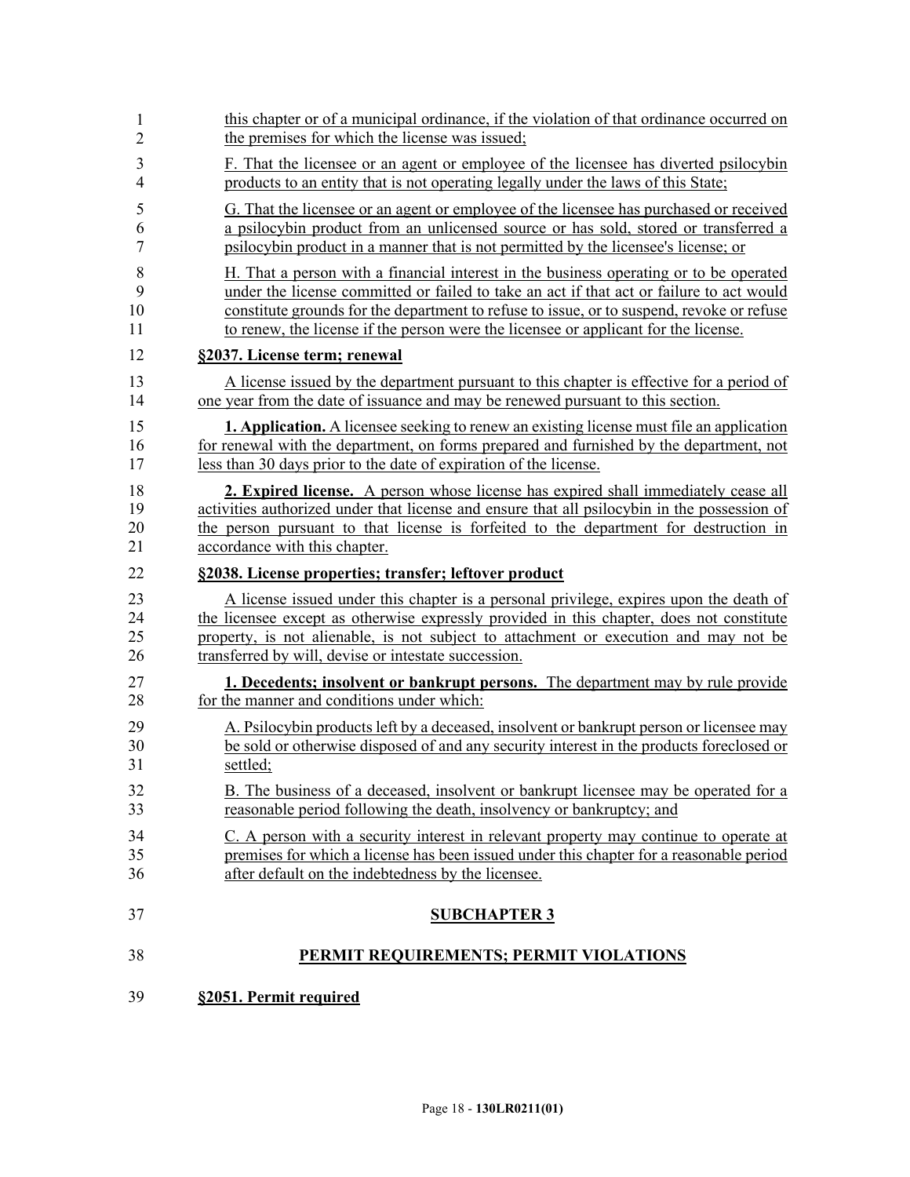this chapter or of a municipal ordinance, if the violation of that ordinance occurred on the premises for which the license was issued;

F. That the licensee or an agent or employee of the licensee has diverted psilocybin products to an entity that is not operating legally under the laws of this State;

G. That the licensee or an agent or employee of the licensee has purchased or received a psilocybin product from an unlicensed source or has sold, stored or transferred a psilocybin product in a manner that is not permitted by the licensee's license; or

H. That a person with a financial interest in the business operating or to be operated under the license committed or failed to take an act if that act or failure to act would constitute grounds for the department to refuse to issue, or to suspend, revoke or refuse to renew, the license if the person were the licensee or applicant for the license.

**§2037. License term; renewal**

A license issued by the department pursuant to this chapter is effective for a period of one year from the date of issuance and may be renewed pursuant to this section.

**1. Application.** A licensee seeking to renew an existing license must file an application for renewal with the department, on forms prepared and furnished by the department, not less than 30 days prior to the date of expiration of the license.

**2. Expired license.** A person whose license has expired shall immediately cease all activities authorized under that license and ensure that all psilocybin in the possession of the person pursuant to that license is forfeited to the department for destruction in accordance with this chapter.

**§2038. License properties; transfer; leftover product**

A license issued under this chapter is a personal privilege, expires upon the death of the licensee except as otherwise expressly provided in this chapter, does not constitute property, is not alienable, is not subject to attachment or execution and may not be transferred by will, devise or intestate succession.

**1. Decedents; insolvent or bankrupt persons.** The department may by rule provide for the manner and conditions under which:

A. Psilocybin products left by a deceased, insolvent or bankrupt person or licensee may be sold or otherwise disposed of and any security interest in the products foreclosed or settled;

B. The business of a deceased, insolvent or bankrupt licensee may be operated for a reasonable period following the death, insolvency or bankruptcy; and

C. A person with a security interest in relevant property may continue to operate at premises for which a license has been issued under this chapter for a reasonable period after default on the indebtedness by the licensee.

## SUBCHAPTER 3

## PERMIT REQUIREMENTS; PERMIT VIOLATIONS

**§2051. Permit required**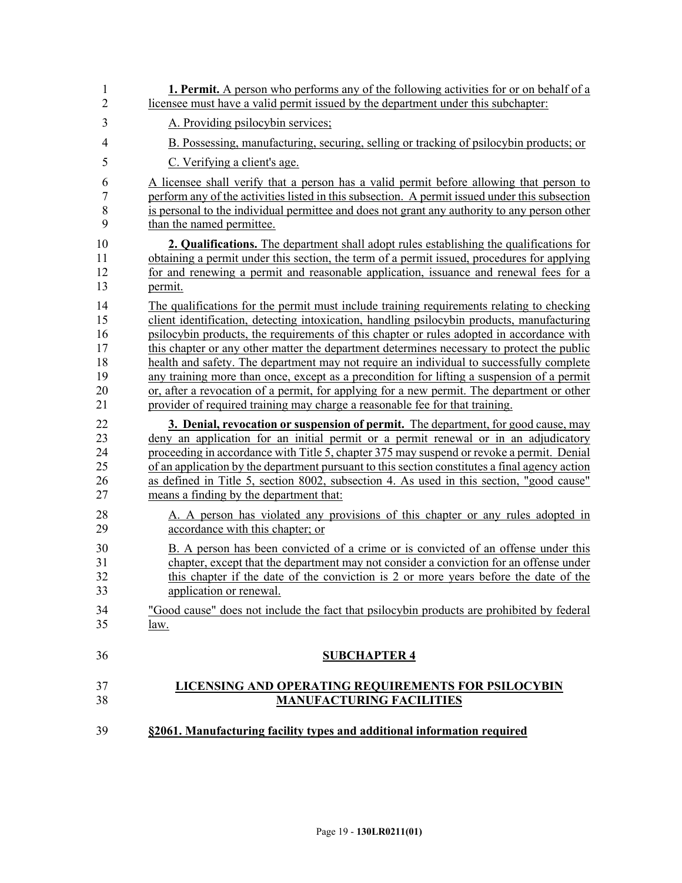**1. Permit.** A person who performs any of the following activities for or on behalf of a licensee must have a valid permit issued by the department under this subchapter:

A. Providing psilocybin services;

B. Possessing, manufacturing, securing, selling or tracking of psilocybin products; or

C. Verifying a client's age.

A licensee shall verify that a person has a valid permit before allowing that person to perform any of the activities listed in this subsection. A permit issued under this subsection is personal to the individual permittee and does not grant any authority to any person other than the named permittee.

**2. Qualifications.** The department shall adopt rules establishing the qualifications for obtaining a permit under this section, the term of a permit issued, procedures for applying for and renewing a permit and reasonable application, issuance and renewal fees for a permit.

The qualifications for the permit must include training requirements relating to checking client identification, detecting intoxication, handling psilocybin products, manufacturing psilocybin products, the requirements of this chapter or rules adopted in accordance with this chapter or any other matter the department determines necessary to protect the public health and safety. The department may not require an individual to successfully complete any training more than once, except as a precondition for lifting a suspension of a permit or, after a revocation of a permit, for applying for a new permit. The department or other provider of required training may charge a reasonable fee for that training.

**3. Denial, revocation or suspension of permit.** The department, for good cause, may deny an application for an initial permit or a permit renewal or in an adjudicatory proceeding in accordance with Title 5, chapter 375 may suspend or revoke a permit. Denial of an application by the department pursuant to this section constitutes a final agency action as defined in Title 5, section 8002, subsection 4. As used in this section, "good cause" means a finding by the department that:

A. A person has violated any provisions of this chapter or any rules adopted in accordance with this chapter; or

B. A person has been convicted of a crime or is convicted of an offense under this chapter, except that the department may not consider a conviction for an offense under this chapter if the date of the conviction is 2 or more years before the date of the application or renewal.

"Good cause" does not include the fact that psilocybin products are prohibited by federal law.

## SUBCHAPTER 4

## LICENSING AND OPERATING REQUIREMENTS FOR PSILOCYBIN MANUFACTURING FACILITIES

### §2061. Manufacturing facility types and additional information required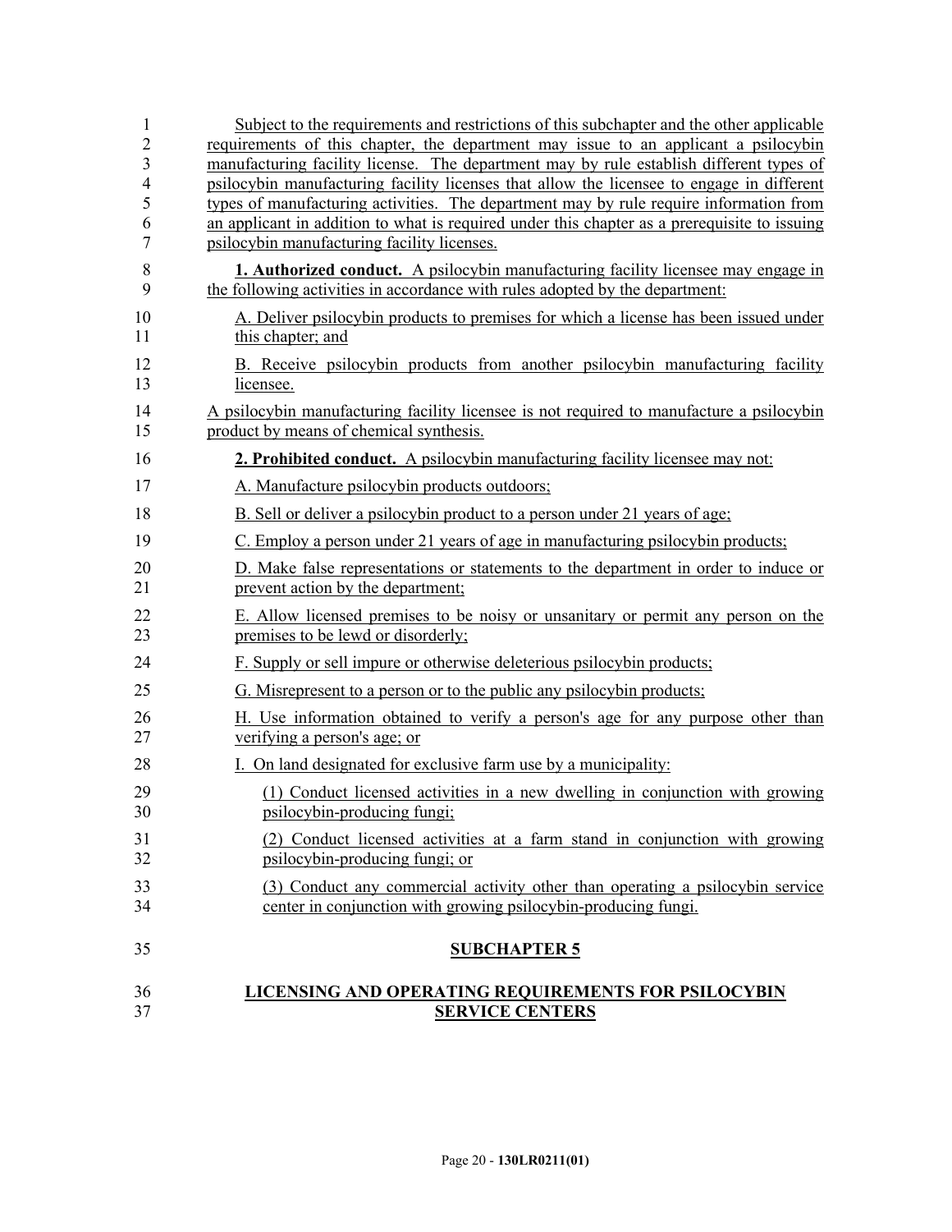Subject to the requirements and restrictions of this subchapter and the other applicable requirements of this chapter, the department may issue to an applicant a psilocybin manufacturing facility license. The department may by rule establish different types of psilocybin manufacturing facility licenses that allow the licensee to engage in different types of manufacturing activities. The department may by rule require information from an applicant in addition to what is required under this chapter as a prerequisite to issuing psilocybin manufacturing facility licenses.

**1. Authorized conduct.** A psilocybin manufacturing facility licensee may engage in the following activities in accordance with rules adopted by the department:

A. Deliver psilocybin products to premises for which a license has been issued under this chapter; and

B. Receive psilocybin products from another psilocybin manufacturing facility licensee.

A psilocybin manufacturing facility licensee is not required to manufacture a psilocybin product by means of chemical synthesis.

**2. Prohibited conduct.** A psilocybin manufacturing facility licensee may not:

A. Manufacture psilocybin products outdoors;

B. Sell or deliver a psilocybin product to a person under 21 years of age;

C. Employ a person under 21 years of age in manufacturing psilocybin products;

D. Make false representations or statements to the department in order to induce or prevent action by the department;

E. Allow licensed premises to be noisy or unsanitary or permit any person on the premises to be lewd or disorderly;

F. Supply or sell impure or otherwise deleterious psilocybin products;

G. Misrepresent to a person or to the public any psilocybin products;

H. Use information obtained to verify a person's age for any purpose other than verifying a person's age; or

I. On land designated for exclusive farm use by a municipality:

(1) Conduct licensed activities in a new dwelling in conjunction with growing psilocybin-producing fungi;

(2) Conduct licensed activities at a farm stand in conjunction with growing psilocybin-producing fungi; or

(3) Conduct any commercial activity other than operating a psilocybin service center in conjunction with growing psilocybin-producing fungi.

## SUBCHAPTER 5

## LICENSING AND OPERATING REQUIREMENTS FOR PSILOCYBIN SERVICE CENTERS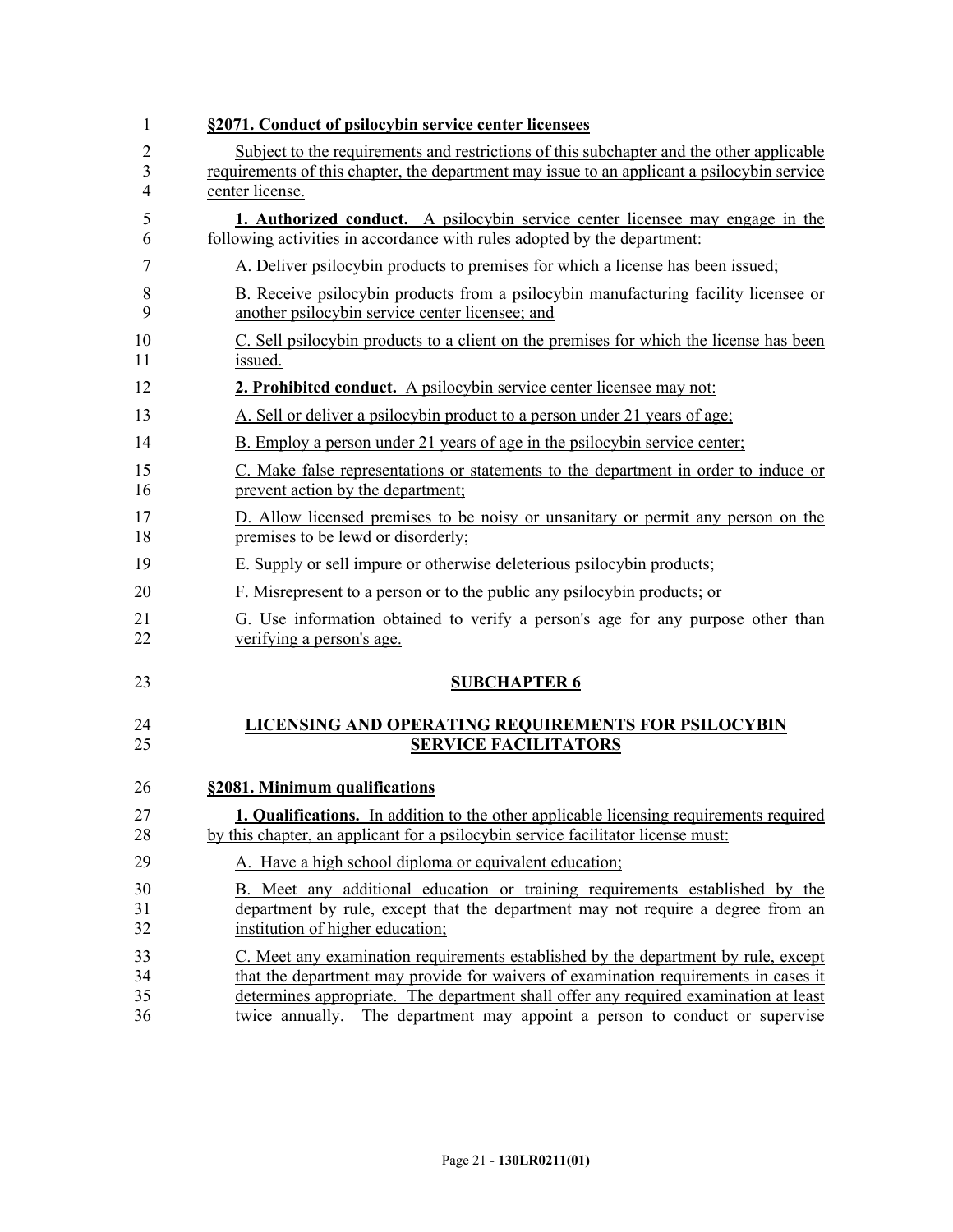**§2071. Conduct of psilocybin service center licensees**

Subject to the requirements and restrictions of this subchapter and the other applicable requirements of this chapter, the department may issue to an applicant a psilocybin service center license.

**1. Authorized conduct.** A psilocybin service center licensee may engage in the following activities in accordance with rules adopted by the department:

A. Deliver psilocybin products to premises for which a license has been issued;

B. Receive psilocybin products from a psilocybin manufacturing facility licensee or another psilocybin service center licensee; and

C. Sell psilocybin products to a client on the premises for which the license has been issued.

**2. Prohibited conduct.** A psilocybin service center licensee may not:

A. Sell or deliver a psilocybin product to a person under 21 years of age;

B. Employ a person under 21 years of age in the psilocybin service center;

C. Make false representations or statements to the department in order to induce or prevent action by the department;

D. Allow licensed premises to be noisy or unsanitary or permit any person on the premises to be lewd or disorderly;

E. Supply or sell impure or otherwise deleterious psilocybin products;

F. Misrepresent to a person or to the public any psilocybin products; or

G. Use information obtained to verify a person's age for any purpose other than verifying a person's age.

## SUBCHAPTER 6

## LICENSING AND OPERATING REQUIREMENTS FOR PSILOCYBIN SERVICE FACILITATORS

**§2081. Minimum qualifications**

**1. Qualifications.** In addition to the other applicable licensing requirements required by this chapter, an applicant for a psilocybin service facilitator license must:

A. Have a high school diploma or equivalent education;

B. Meet any additional education or training requirements established by the department by rule, except that the department may not require a degree from an institution of higher education;

C. Meet any examination requirements established by the department by rule, except that the department may provide for waivers of examination requirements in cases it determines appropriate. The department shall offer any required examination at least twice annually. The department may appoint a person to conduct or supervise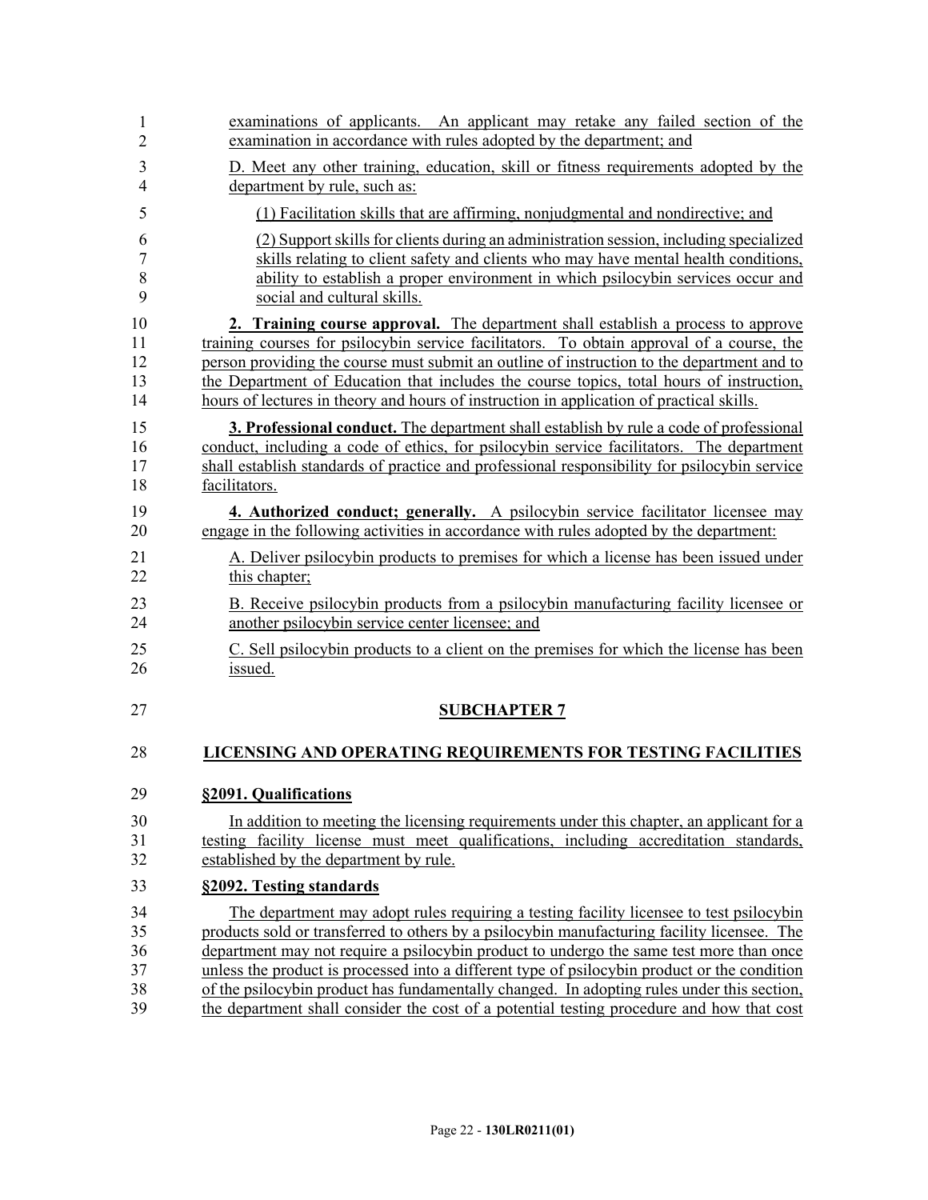examinations of applicants. An applicant may retake any failed section of the examination in accordance with rules adopted by the department; and

D. Meet any other training, education, skill or fitness requirements adopted by the department by rule, such as:

(1) Facilitation skills that are affirming, nonjudgmental and nondirective; and

(2) Support skills for clients during an administration session, including specialized skills relating to client safety and clients who may have mental health conditions, ability to establish a proper environment in which psilocybin services occur and social and cultural skills.

**2. Training course approval.** The department shall establish a process to approve training courses for psilocybin service facilitators. To obtain approval of a course, the person providing the course must submit an outline of instruction to the department and to the Department of Education that includes the course topics, total hours of instruction, hours of lectures in theory and hours of instruction in application of practical skills.

**3. Professional conduct.** The department shall establish by rule a code of professional conduct, including a code of ethics, for psilocybin service facilitators. The department shall establish standards of practice and professional responsibility for psilocybin service facilitators.

**4. Authorized conduct; generally.** A psilocybin service facilitator licensee may engage in the following activities in accordance with rules adopted by the department:

A. Deliver psilocybin products to premises for which a license has been issued under this chapter;

B. Receive psilocybin products from a psilocybin manufacturing facility licensee or another psilocybin service center licensee; and

C. Sell psilocybin products to a client on the premises for which the license has been issued.

## SUBCHAPTER 7

## LICENSING AND OPERATING REQUIREMENTS FOR TESTING FACILITIES

### §2091. Qualifications

In addition to meeting the licensing requirements under this chapter, an applicant for a testing facility license must meet qualifications, including accreditation standards, established by the department by rule.

### §2092. Testing standards

The department may adopt rules requiring a testing facility licensee to test psilocybin products sold or transferred to others by a psilocybin manufacturing facility licensee. The department may not require a psilocybin product to undergo the same test more than once unless the product is processed into a different type of psilocybin product or the condition of the psilocybin product has fundamentally changed. In adopting rules under this section, the department shall consider the cost of a potential testing procedure and how that cost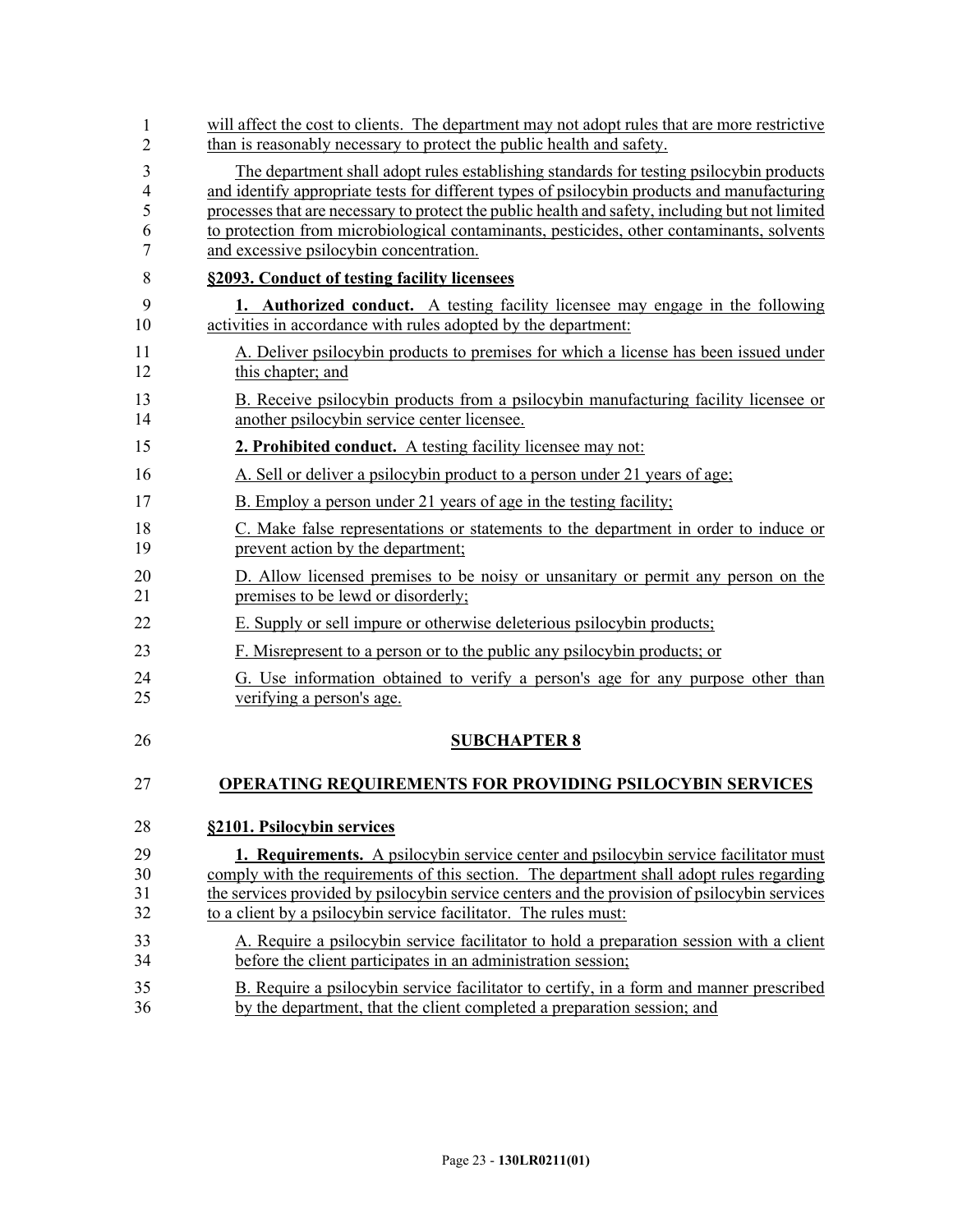will affect the cost to clients. The department may not adopt rules that are more restrictive than is reasonably necessary to protect the public health and safety.

The department shall adopt rules establishing standards for testing psilocybin products and identify appropriate tests for different types of psilocybin products and manufacturing processes that are necessary to protect the public health and safety, including but not limited to protection from microbiological contaminants, pesticides, other contaminants, solvents and excessive psilocybin concentration.

**§2093. Conduct of testing facility licensees**

**1. Authorized conduct.** A testing facility licensee may engage in the following activities in accordance with rules adopted by the department:

A. Deliver psilocybin products to premises for which a license has been issued under this chapter; and

B. Receive psilocybin products from a psilocybin manufacturing facility licensee or another psilocybin service center licensee.

**2. Prohibited conduct.** A testing facility licensee may not:

A. Sell or deliver a psilocybin product to a person under 21 years of age;

B. Employ a person under 21 years of age in the testing facility;

C. Make false representations or statements to the department in order to induce or prevent action by the department;

D. Allow licensed premises to be noisy or unsanitary or permit any person on the premises to be lewd or disorderly;

E. Supply or sell impure or otherwise deleterious psilocybin products;

F. Misrepresent to a person or to the public any psilocybin products; or

G. Use information obtained to verify a person's age for any purpose other than verifying a person's age.

## SUBCHAPTER 8

## OPERATING REQUIREMENTS FOR PROVIDING PSILOCYBIN SERVICES

**§2101. Psilocybin services**

**1. Requirements.** A psilocybin service center and psilocybin service facilitator must comply with the requirements of this section. The department shall adopt rules regarding the services provided by psilocybin service centers and the provision of psilocybin services to a client by a psilocybin service facilitator. The rules must:

A. Require a psilocybin service facilitator to hold a preparation session with a client before the client participates in an administration session;

B. Require a psilocybin service facilitator to certify, in a form and manner prescribed by the department, that the client completed a preparation session; and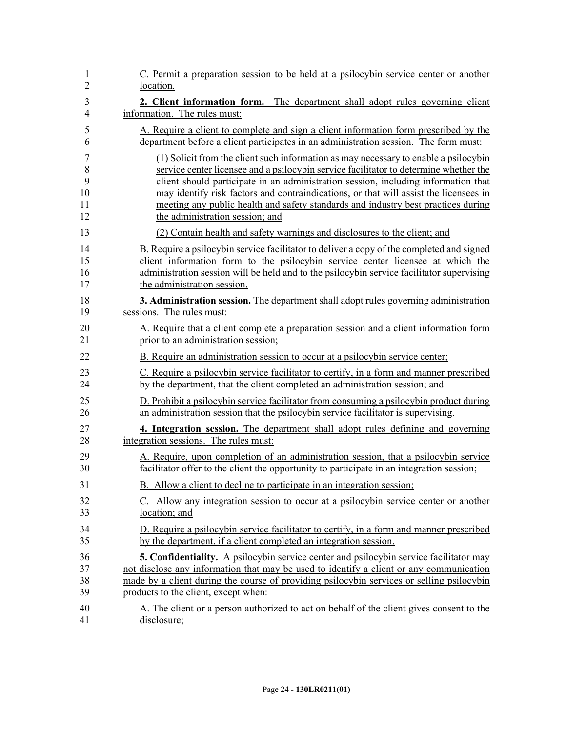C. Permit a preparation session to be held at a psilocybin service center or another location.

**2. Client information form.** The department shall adopt rules governing client information. The rules must:

A. Require a client to complete and sign a client information form prescribed by the department before a client participates in an administration session. The form must:

(1) Solicit from the client such information as may necessary to enable a psilocybin service center licensee and a psilocybin service facilitator to determine whether the client should participate in an administration session, including information that may identify risk factors and contraindications, or that will assist the licensees in meeting any public health and safety standards and industry best practices during the administration session; and

(2) Contain health and safety warnings and disclosures to the client; and

B. Require a psilocybin service facilitator to deliver a copy of the completed and signed client information form to the psilocybin service center licensee at which the administration session will be held and to the psilocybin service facilitator supervising the administration session.

**3. Administration session.** The department shall adopt rules governing administration sessions. The rules must:

A. Require that a client complete a preparation session and a client information form prior to an administration session;

B. Require an administration session to occur at a psilocybin service center;

C. Require a psilocybin service facilitator to certify, in a form and manner prescribed by the department, that the client completed an administration session; and

D. Prohibit a psilocybin service facilitator from consuming a psilocybin product during an administration session that the psilocybin service facilitator is supervising.

**4. Integration session.** The department shall adopt rules defining and governing integration sessions. The rules must:

A. Require, upon completion of an administration session, that a psilocybin service facilitator offer to the client the opportunity to participate in an integration session;

B. Allow a client to decline to participate in an integration session;

C. Allow any integration session to occur at a psilocybin service center or another location; and

D. Require a psilocybin service facilitator to certify, in a form and manner prescribed by the department, if a client completed an integration session.

**5. Confidentiality.** A psilocybin service center and psilocybin service facilitator may not disclose any information that may be used to identify a client or any communication made by a client during the course of providing psilocybin services or selling psilocybin products to the client, except when:

A. The client or a person authorized to act on behalf of the client gives consent to the disclosure;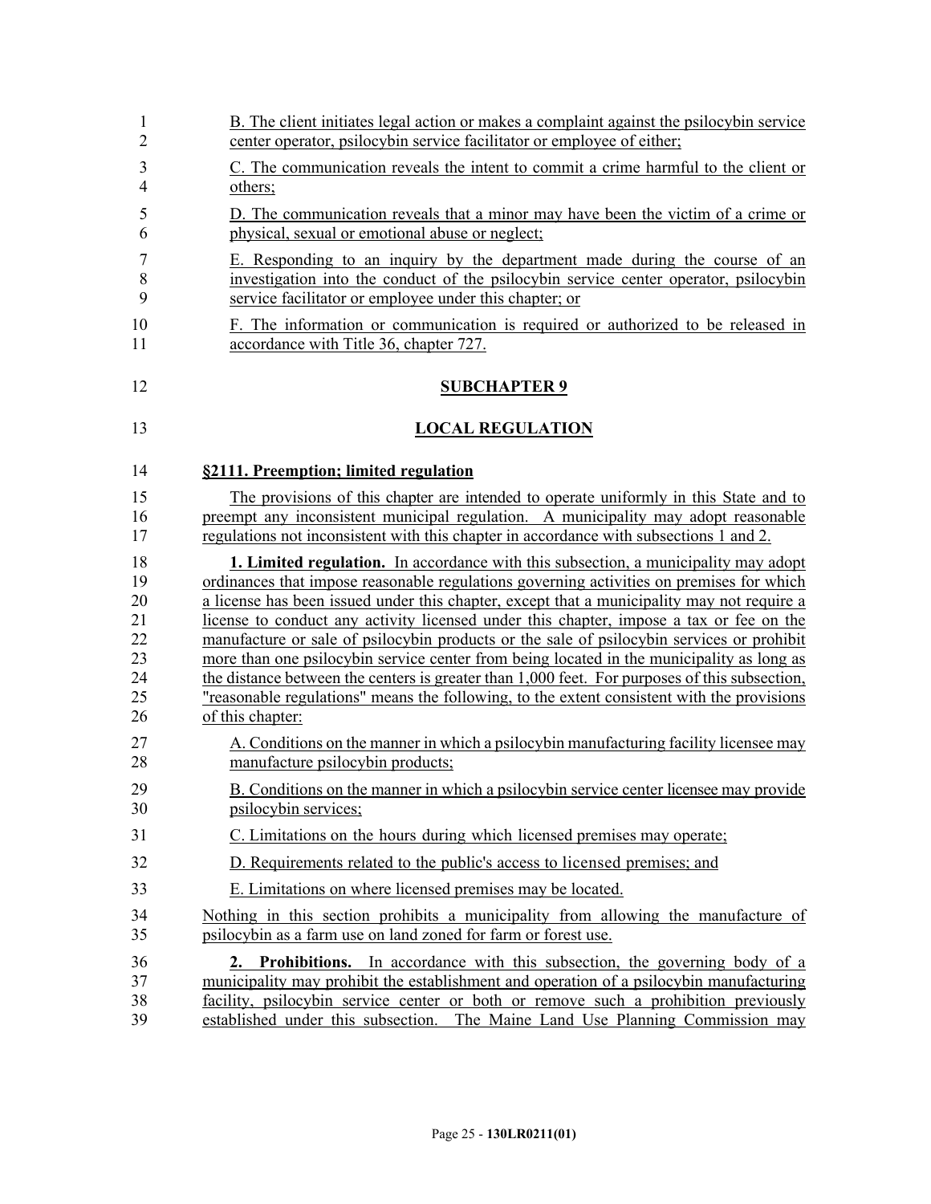B. The client initiates legal action or makes a complaint against the psilocybin service center operator, psilocybin service facilitator or employee of either;

C. The communication reveals the intent to commit a crime harmful to the client or others;

D. The communication reveals that a minor may have been the victim of a crime or physical, sexual or emotional abuse or neglect;

E. Responding to an inquiry by the department made during the course of an investigation into the conduct of the psilocybin service center operator, psilocybin service facilitator or employee under this chapter; or

F. The information or communication is required or authorized to be released in accordance with Title 36, chapter 727.

## SUBCHAPTER 9

## LOCAL REGULATION

### §2111. Preemption; limited regulation

The provisions of this chapter are intended to operate uniformly in this State and to preempt any inconsistent municipal regulation. A municipality may adopt reasonable regulations not inconsistent with this chapter in accordance with subsections 1 and 2.

**1. Limited regulation.** In accordance with this subsection, a municipality may adopt ordinances that impose reasonable regulations governing activities on premises for which a license has been issued under this chapter, except that a municipality may not require a license to conduct any activity licensed under this chapter, impose a tax or fee on the manufacture or sale of psilocybin products or the sale of psilocybin services or prohibit more than one psilocybin service center from being located in the municipality as long as the distance between the centers is greater than 1,000 feet. For purposes of this subsection, "reasonable regulations" means the following, to the extent consistent with the provisions of this chapter:

A. Conditions on the manner in which a psilocybin manufacturing facility licensee may manufacture psilocybin products;

B. Conditions on the manner in which a psilocybin service center licensee may provide psilocybin services;

C. Limitations on the hours during which licensed premises may operate;

D. Requirements related to the public's access to licensed premises; and

E. Limitations on where licensed premises may be located.

Nothing in this section prohibits a municipality from allowing the manufacture of psilocybin as a farm use on land zoned for farm or forest use.

**2. Prohibitions.** In accordance with this subsection, the governing body of a municipality may prohibit the establishment and operation of a psilocybin manufacturing facility, psilocybin service center or both or remove such a prohibition previously established under this subsection. The Maine Land Use Planning Commission may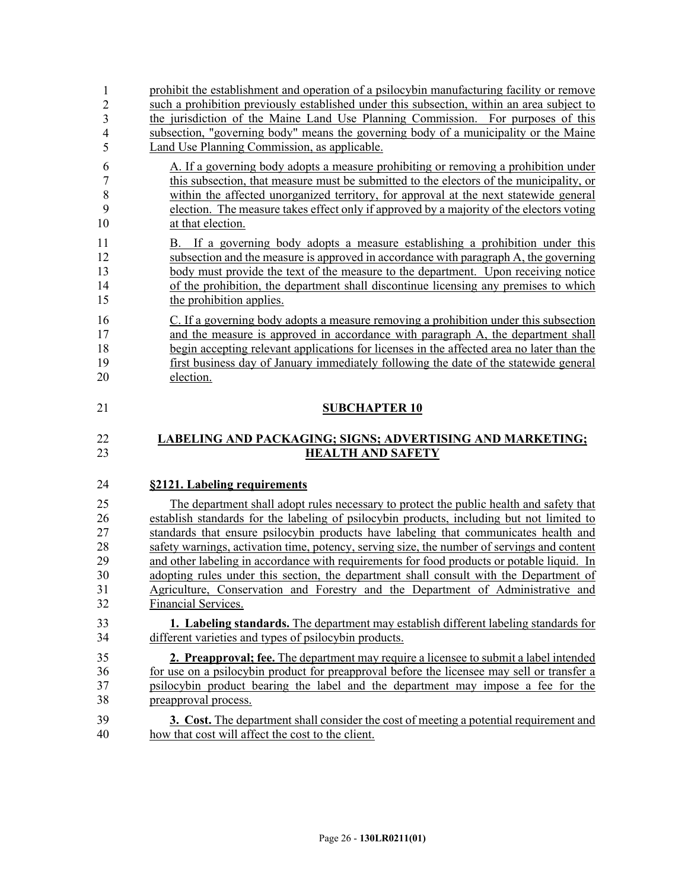prohibit the establishment and operation of a psilocybin manufacturing facility or remove such a prohibition previously established under this subsection, within an area subject to the jurisdiction of the Maine Land Use Planning Commission. For purposes of this subsection, "governing body" means the governing body of a municipality or the Maine Land Use Planning Commission, as applicable.

A. If a governing body adopts a measure prohibiting or removing a prohibition under this subsection, that measure must be submitted to the electors of the municipality, or within the affected unorganized territory, for approval at the next statewide general election. The measure takes effect only if approved by a majority of the electors voting at that election.

B. If a governing body adopts a measure establishing a prohibition under this subsection and the measure is approved in accordance with paragraph A, the governing body must provide the text of the measure to the department. Upon receiving notice of the prohibition, the department shall discontinue licensing any premises to which the prohibition applies.

C. If a governing body adopts a measure removing a prohibition under this subsection and the measure is approved in accordance with paragraph A, the department shall begin accepting relevant applications for licenses in the affected area no later than the first business day of January immediately following the date of the statewide general election.

## SUBCHAPTER 10

## LABELING AND PACKAGING; SIGNS; ADVERTISING AND MARKETING; HEALTH AND SAFETY

### §2121. Labeling requirements

The department shall adopt rules necessary to protect the public health and safety that establish standards for the labeling of psilocybin products, including but not limited to standards that ensure psilocybin products have labeling that communicates health and safety warnings, activation time, potency, serving size, the number of servings and content and other labeling in accordance with requirements for food products or potable liquid. In adopting rules under this section, the department shall consult with the Department of Agriculture, Conservation and Forestry and the Department of Administrative and Financial Services.

**1. Labeling standards.** The department may establish different labeling standards for different varieties and types of psilocybin products.

**2. Preapproval; fee.** The department may require a licensee to submit a label intended for use on a psilocybin product for preapproval before the licensee may sell or transfer a psilocybin product bearing the label and the department may impose a fee for the preapproval process.

**3. Cost.** The department shall consider the cost of meeting a potential requirement and how that cost will affect the cost to the client.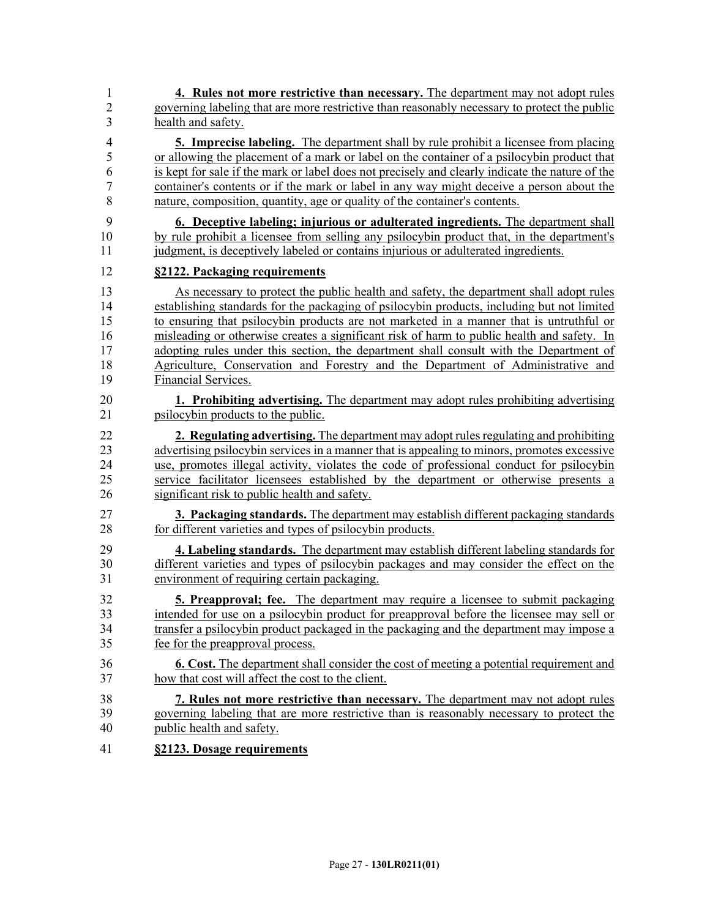**4. Rules not more restrictive than necessary.** The department may not adopt rules governing labeling that are more restrictive than reasonably necessary to protect the public health and safety.

**5. Imprecise labeling.** The department shall by rule prohibit a licensee from placing or allowing the placement of a mark or label on the container of a psilocybin product that is kept for sale if the mark or label does not precisely and clearly indicate the nature of the container's contents or if the mark or label in any way might deceive a person about the nature, composition, quantity, age or quality of the container's contents.

**6. Deceptive labeling; injurious or adulterated ingredients.** The department shall by rule prohibit a licensee from selling any psilocybin product that, in the department's judgment, is deceptively labeled or contains injurious or adulterated ingredients.

**§2122. Packaging requirements**

As necessary to protect the public health and safety, the department shall adopt rules establishing standards for the packaging of psilocybin products, including but not limited to ensuring that psilocybin products are not marketed in a manner that is untruthful or misleading or otherwise creates a significant risk of harm to public health and safety. In adopting rules under this section, the department shall consult with the Department of Agriculture, Conservation and Forestry and the Department of Administrative and Financial Services.

**1. Prohibiting advertising.** The department may adopt rules prohibiting advertising psilocybin products to the public.

**2. Regulating advertising.** The department may adopt rules regulating and prohibiting advertising psilocybin services in a manner that is appealing to minors, promotes excessive use, promotes illegal activity, violates the code of professional conduct for psilocybin service facilitator licensees established by the department or otherwise presents a significant risk to public health and safety.

**3. Packaging standards.** The department may establish different packaging standards for different varieties and types of psilocybin products.

**4. Labeling standards.** The department may establish different labeling standards for different varieties and types of psilocybin packages and may consider the effect on the environment of requiring certain packaging.

**5. Preapproval; fee.** The department may require a licensee to submit packaging intended for use on a psilocybin product for preapproval before the licensee may sell or transfer a psilocybin product packaged in the packaging and the department may impose a fee for the preapproval process.

**6. Cost.** The department shall consider the cost of meeting a potential requirement and how that cost will affect the cost to the client.

**7. Rules not more restrictive than necessary.** The department may not adopt rules governing labeling that are more restrictive than is reasonably necessary to protect the public health and safety.

**§2123. Dosage requirements**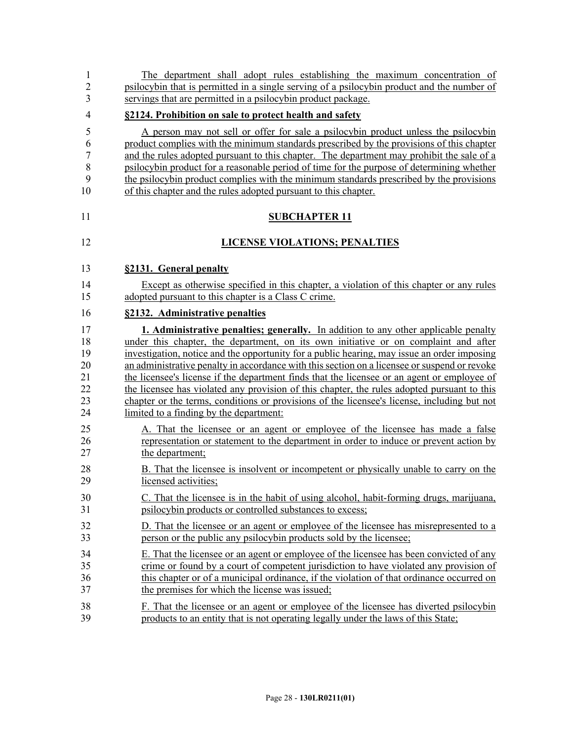The department shall adopt rules establishing the maximum concentration of psilocybin that is permitted in a single serving of a psilocybin product and the number of servings that are permitted in a psilocybin product package.

**§2124. Prohibition on sale to protect health and safety**

A person may not sell or offer for sale a psilocybin product unless the psilocybin product complies with the minimum standards prescribed by the provisions of this chapter and the rules adopted pursuant to this chapter. The department may prohibit the sale of a psilocybin product for a reasonable period of time for the purpose of determining whether the psilocybin product complies with the minimum standards prescribed by the provisions of this chapter and the rules adopted pursuant to this chapter.

## SUBCHAPTER 11

## LICENSE VIOLATIONS; PENALTIES

**§2131. General penalty**

Except as otherwise specified in this chapter, a violation of this chapter or any rules adopted pursuant to this chapter is a Class C crime.

**§2132. Administrative penalties**

**1. Administrative penalties; generally.** In addition to any other applicable penalty under this chapter, the department, on its own initiative or on complaint and after investigation, notice and the opportunity for a public hearing, may issue an order imposing an administrative penalty in accordance with this section on a licensee or suspend or revoke the licensee's license if the department finds that the licensee or an agent or employee of the licensee has violated any provision of this chapter, the rules adopted pursuant to this chapter or the terms, conditions or provisions of the licensee's license, including but not limited to a finding by the department:

A. That the licensee or an agent or employee of the licensee has made a false representation or statement to the department in order to induce or prevent action by the department;

B. That the licensee is insolvent or incompetent or physically unable to carry on the licensed activities;

C. That the licensee is in the habit of using alcohol, habit-forming drugs, marijuana, psilocybin products or controlled substances to excess;

D. That the licensee or an agent or employee of the licensee has misrepresented to a person or the public any psilocybin products sold by the licensee;

E. That the licensee or an agent or employee of the licensee has been convicted of any crime or found by a court of competent jurisdiction to have violated any provision of this chapter or of a municipal ordinance, if the violation of that ordinance occurred on the premises for which the license was issued;

F. That the licensee or an agent or employee of the licensee has diverted psilocybin products to an entity that is not operating legally under the laws of this State;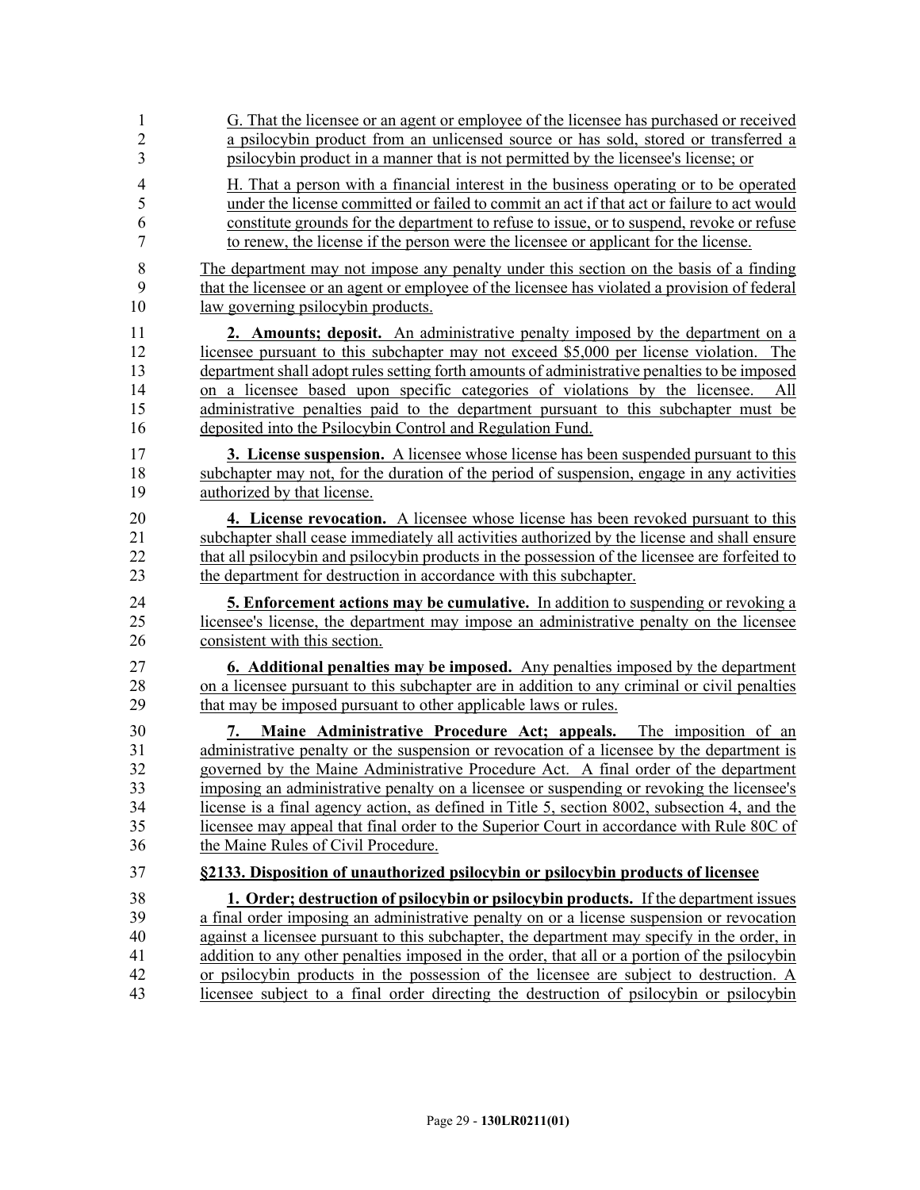G. That the licensee or an agent or employee of the licensee has purchased or received a psilocybin product from an unlicensed source or has sold, stored or transferred a psilocybin product in a manner that is not permitted by the licensee's license; or

H. That a person with a financial interest in the business operating or to be operated under the license committed or failed to commit an act if that act or failure to act would constitute grounds for the department to refuse to issue, or to suspend, revoke or refuse to renew, the license if the person were the licensee or applicant for the license.

The department may not impose any penalty under this section on the basis of a finding that the licensee or an agent or employee of the licensee has violated a provision of federal law governing psilocybin products.

**2. Amounts; deposit.** An administrative penalty imposed by the department on a licensee pursuant to this subchapter may not exceed $5,000 per license violation. The department shall adopt rules setting forth amounts of administrative penalties to be imposed on a licensee based upon specific categories of violations by the licensee. All administrative penalties paid to the department pursuant to this subchapter must be deposited into the Psilocybin Control and Regulation Fund.

**3. License suspension.** A licensee whose license has been suspended pursuant to this subchapter may not, for the duration of the period of suspension, engage in any activities authorized by that license.

**4. License revocation.** A licensee whose license has been revoked pursuant to this subchapter shall cease immediately all activities authorized by the license and shall ensure that all psilocybin and psilocybin products in the possession of the licensee are forfeited to the department for destruction in accordance with this subchapter.

**5. Enforcement actions may be cumulative.** In addition to suspending or revoking a licensee's license, the department may impose an administrative penalty on the licensee consistent with this section.

**6. Additional penalties may be imposed.** Any penalties imposed by the department on a licensee pursuant to this subchapter are in addition to any criminal or civil penalties that may be imposed pursuant to other applicable laws or rules.

**7. Maine Administrative Procedure Act; appeals.** The imposition of an administrative penalty or the suspension or revocation of a licensee by the department is governed by the Maine Administrative Procedure Act. A final order of the department imposing an administrative penalty on a licensee or suspending or revoking the licensee's license is a final agency action, as defined in Title 5, section 8002, subsection 4, and the licensee may appeal that final order to the Superior Court in accordance with Rule 80C of the Maine Rules of Civil Procedure.

**§2133. Disposition of unauthorized psilocybin or psilocybin products of licensee**

**1. Order; destruction of psilocybin or psilocybin products.** If the department issues a final order imposing an administrative penalty on or a license suspension or revocation against a licensee pursuant to this subchapter, the department may specify in the order, in addition to any other penalties imposed in the order, that all or a portion of the psilocybin or psilocybin products in the possession of the licensee are subject to destruction. A licensee subject to a final order directing the destruction of psilocybin or psilocybin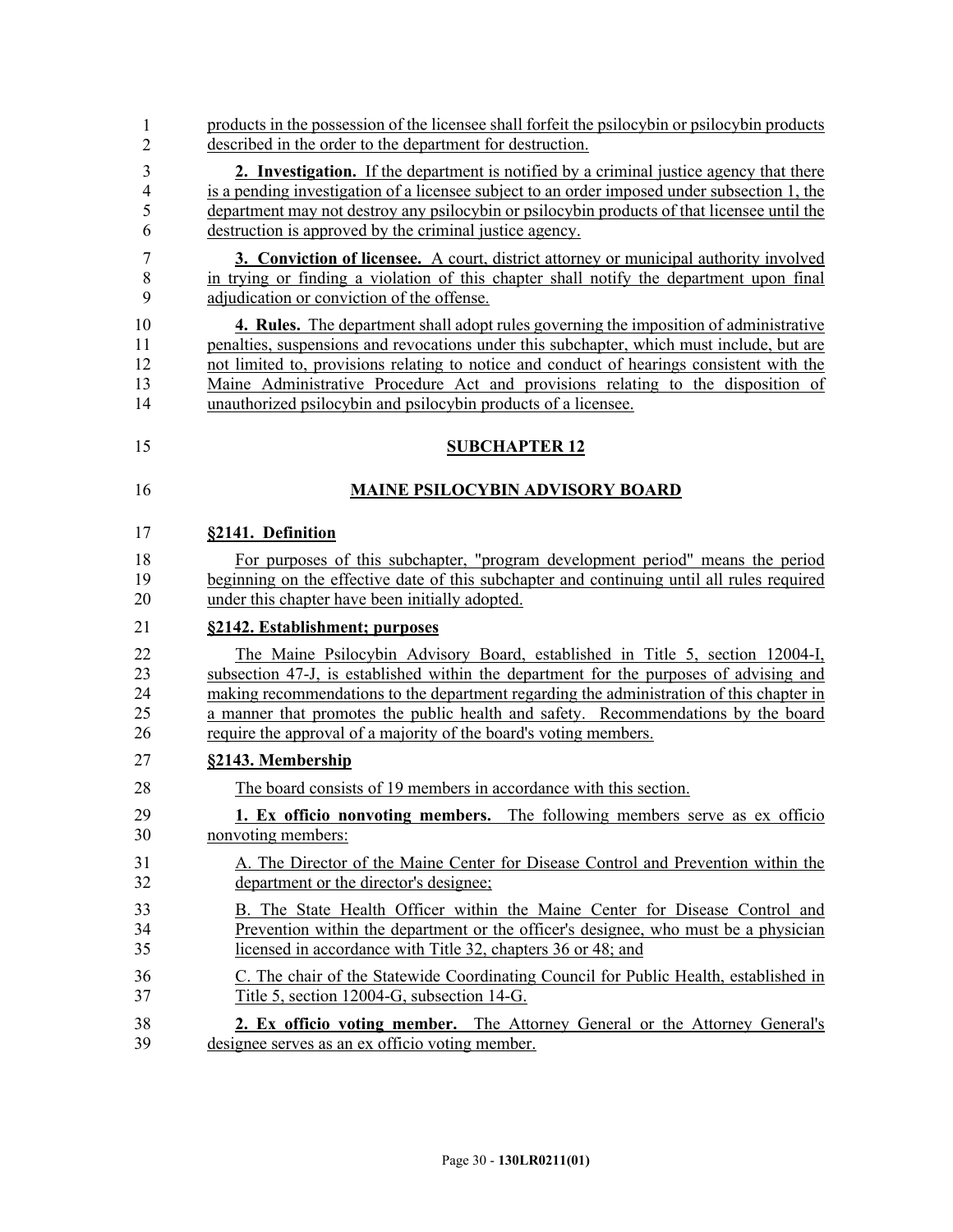products in the possession of the licensee shall forfeit the psilocybin or psilocybin products described in the order to the department for destruction.

**2. Investigation.** If the department is notified by a criminal justice agency that there is a pending investigation of a licensee subject to an order imposed under subsection 1, the department may not destroy any psilocybin or psilocybin products of that licensee until the destruction is approved by the criminal justice agency.

**3. Conviction of licensee.** A court, district attorney or municipal authority involved in trying or finding a violation of this chapter shall notify the department upon final adjudication or conviction of the offense.

**4. Rules.** The department shall adopt rules governing the imposition of administrative penalties, suspensions and revocations under this subchapter, which must include, but are not limited to, provisions relating to notice and conduct of hearings consistent with the Maine Administrative Procedure Act and provisions relating to the disposition of unauthorized psilocybin and psilocybin products of a licensee.

## SUBCHAPTER 12

## MAINE PSILOCYBIN ADVISORY BOARD

**§2141. Definition**

For purposes of this subchapter, "program development period" means the period beginning on the effective date of this subchapter and continuing until all rules required under this chapter have been initially adopted.

**§2142. Establishment; purposes**

The Maine Psilocybin Advisory Board, established in Title 5, section 12004-I, subsection 47-J, is established within the department for the purposes of advising and making recommendations to the department regarding the administration of this chapter in a manner that promotes the public health and safety. Recommendations by the board require the approval of a majority of the board's voting members.

**§2143. Membership**

The board consists of 19 members in accordance with this section.

**1. Ex officio nonvoting members.** The following members serve as ex officio nonvoting members:

A. The Director of the Maine Center for Disease Control and Prevention within the department or the director's designee;

B. The State Health Officer within the Maine Center for Disease Control and Prevention within the department or the officer's designee, who must be a physician licensed in accordance with Title 32, chapters 36 or 48; and

C. The chair of the Statewide Coordinating Council for Public Health, established in Title 5, section 12004-G, subsection 14-G.

**2. Ex officio voting member.** The Attorney General or the Attorney General's designee serves as an ex officio voting member.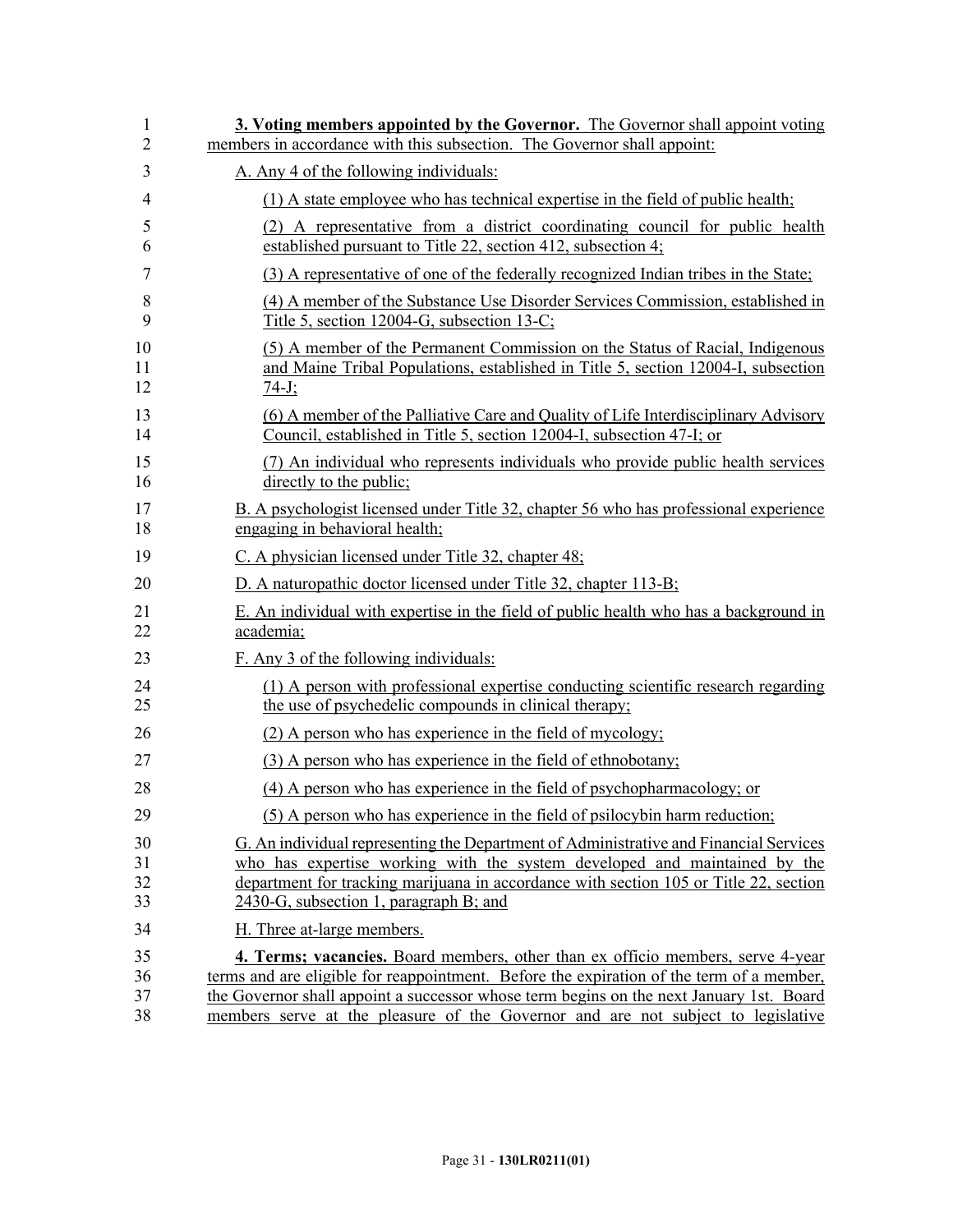**3. Voting members appointed by the Governor.** The Governor shall appoint voting members in accordance with this subsection. The Governor shall appoint:

A. Any 4 of the following individuals:

(1) A state employee who has technical expertise in the field of public health;

(2) A representative from a district coordinating council for public health established pursuant to Title 22, section 412, subsection 4;

(3) A representative of one of the federally recognized Indian tribes in the State;

(4) A member of the Substance Use Disorder Services Commission, established in Title 5, section 12004-G, subsection 13-C;

(5) A member of the Permanent Commission on the Status of Racial, Indigenous and Maine Tribal Populations, established in Title 5, section 12004-I, subsection 74-J;

(6) A member of the Palliative Care and Quality of Life Interdisciplinary Advisory Council, established in Title 5, section 12004-I, subsection 47-I; or

(7) An individual who represents individuals who provide public health services directly to the public;

B. A psychologist licensed under Title 32, chapter 56 who has professional experience engaging in behavioral health;

C. A physician licensed under Title 32, chapter 48;

D. A naturopathic doctor licensed under Title 32, chapter 113-B;

E. An individual with expertise in the field of public health who has a background in academia;

F. Any 3 of the following individuals:

(1) A person with professional expertise conducting scientific research regarding the use of psychedelic compounds in clinical therapy;

(2) A person who has experience in the field of mycology;

(3) A person who has experience in the field of ethnobotany;

(4) A person who has experience in the field of psychopharmacology; or

(5) A person who has experience in the field of psilocybin harm reduction;

G. An individual representing the Department of Administrative and Financial Services who has expertise working with the system developed and maintained by the department for tracking marijuana in accordance with section 105 or Title 22, section 2430-G, subsection 1, paragraph B; and

H. Three at-large members.

**4. Terms; vacancies.** Board members, other than ex officio members, serve 4-year terms and are eligible for reappointment. Before the expiration of the term of a member, the Governor shall appoint a successor whose term begins on the next January 1st. Board members serve at the pleasure of the Governor and are not subject to legislative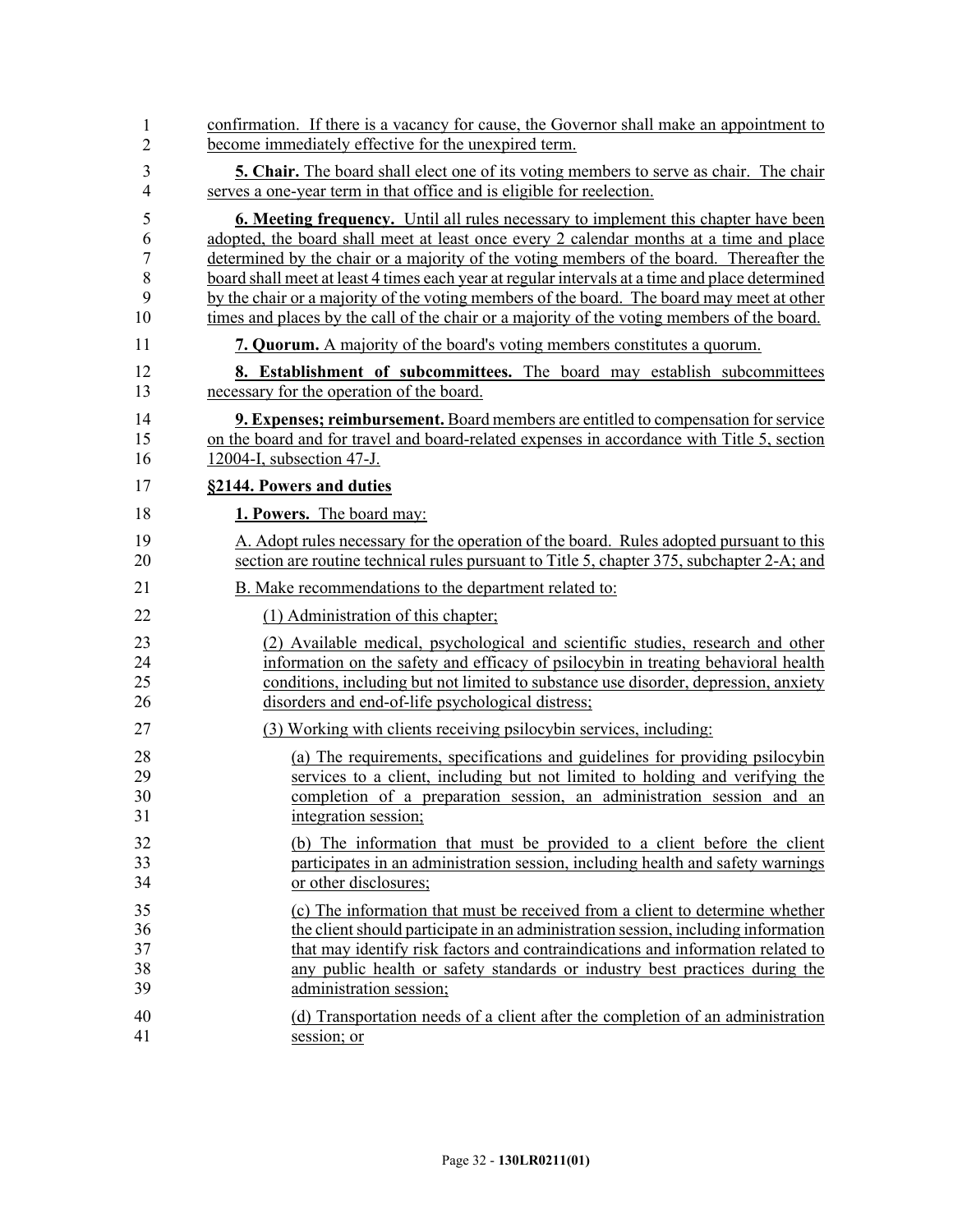confirmation. If there is a vacancy for cause, the Governor shall make an appointment to become immediately effective for the unexpired term.

**5. Chair.** The board shall elect one of its voting members to serve as chair. The chair serves a one-year term in that office and is eligible for reelection.

**6. Meeting frequency.** Until all rules necessary to implement this chapter have been adopted, the board shall meet at least once every 2 calendar months at a time and place determined by the chair or a majority of the voting members of the board. Thereafter the board shall meet at least 4 times each year at regular intervals at a time and place determined by the chair or a majority of the voting members of the board. The board may meet at other times and places by the call of the chair or a majority of the voting members of the board.

**7. Quorum.** A majority of the board's voting members constitutes a quorum.

**8. Establishment of subcommittees.** The board may establish subcommittees necessary for the operation of the board.

**9. Expenses; reimbursement.** Board members are entitled to compensation for service on the board and for travel and board-related expenses in accordance with Title 5, section 12004-I, subsection 47-J.

**§2144. Powers and duties**

**1. Powers.** The board may:

A. Adopt rules necessary for the operation of the board. Rules adopted pursuant to this section are routine technical rules pursuant to Title 5, chapter 375, subchapter 2-A; and

B. Make recommendations to the department related to:

(1) Administration of this chapter;

(2) Available medical, psychological and scientific studies, research and other information on the safety and efficacy of psilocybin in treating behavioral health conditions, including but not limited to substance use disorder, depression, anxiety disorders and end-of-life psychological distress;

(3) Working with clients receiving psilocybin services, including:

(a) The requirements, specifications and guidelines for providing psilocybin services to a client, including but not limited to holding and verifying the completion of a preparation session, an administration session and an integration session;

(b) The information that must be provided to a client before the client participates in an administration session, including health and safety warnings or other disclosures;

(c) The information that must be received from a client to determine whether the client should participate in an administration session, including information that may identify risk factors and contraindications and information related to any public health or safety standards or industry best practices during the administration session;

(d) Transportation needs of a client after the completion of an administration session; or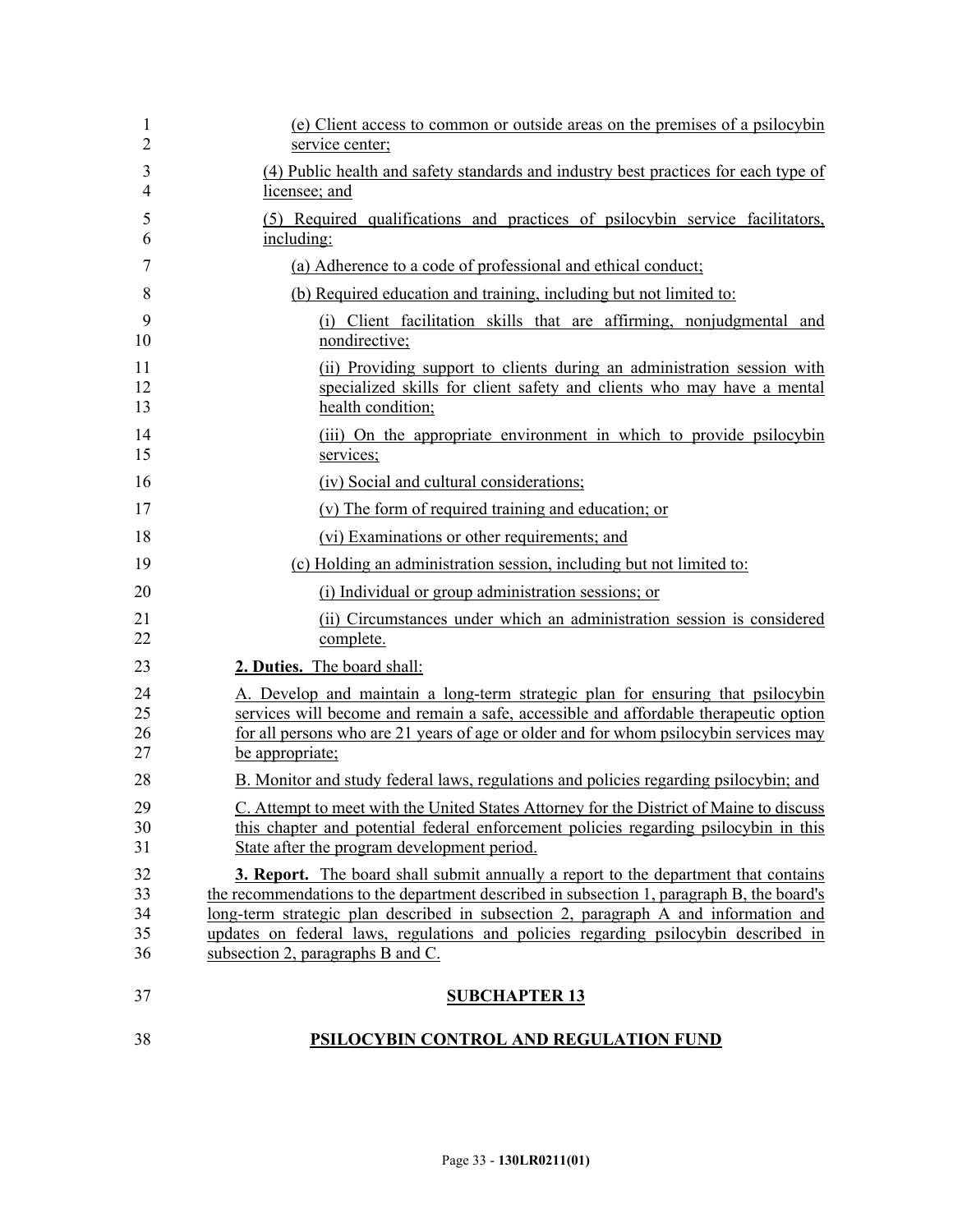(e) Client access to common or outside areas on the premises of a psilocybin service center;

(4) Public health and safety standards and industry best practices for each type of licensee; and

(5) Required qualifications and practices of psilocybin service facilitators, including:

(a) Adherence to a code of professional and ethical conduct;

(b) Required education and training, including but not limited to:

(i) Client facilitation skills that are affirming, nonjudgmental and nondirective;

(ii) Providing support to clients during an administration session with specialized skills for client safety and clients who may have a mental health condition;

(iii) On the appropriate environment in which to provide psilocybin services;

(iv) Social and cultural considerations;

(v) The form of required training and education; or

(vi) Examinations or other requirements; and

(c) Holding an administration session, including but not limited to:

(i) Individual or group administration sessions; or

(ii) Circumstances under which an administration session is considered complete.

**2. Duties.** The board shall:

A. Develop and maintain a long-term strategic plan for ensuring that psilocybin services will become and remain a safe, accessible and affordable therapeutic option for all persons who are 21 years of age or older and for whom psilocybin services may be appropriate;

B. Monitor and study federal laws, regulations and policies regarding psilocybin; and

C. Attempt to meet with the United States Attorney for the District of Maine to discuss this chapter and potential federal enforcement policies regarding psilocybin in this State after the program development period.

**3. Report.** The board shall submit annually a report to the department that contains the recommendations to the department described in subsection 1, paragraph B, the board's long-term strategic plan described in subsection 2, paragraph A and information and updates on federal laws, regulations and policies regarding psilocybin described in subsection 2, paragraphs B and C.

## SUBCHAPTER 13

## PSILOCYBIN CONTROL AND REGULATION FUND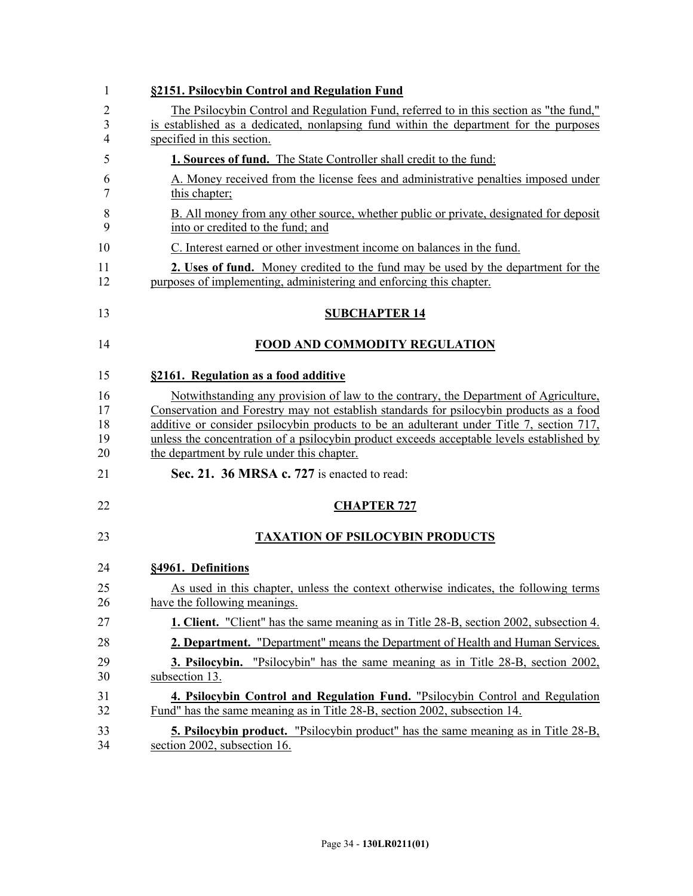**§2151. Psilocybin Control and Regulation Fund**

The Psilocybin Control and Regulation Fund, referred to in this section as "the fund," is established as a dedicated, nonlapsing fund within the department for the purposes specified in this section.

**1. Sources of fund.** The State Controller shall credit to the fund:

A. Money received from the license fees and administrative penalties imposed under this chapter;

B. All money from any other source, whether public or private, designated for deposit into or credited to the fund; and

C. Interest earned or other investment income on balances in the fund.

**2. Uses of fund.** Money credited to the fund may be used by the department for the purposes of implementing, administering and enforcing this chapter.

## SUBCHAPTER 14

## FOOD AND COMMODITY REGULATION

**§2161. Regulation as a food additive**

Notwithstanding any provision of law to the contrary, the Department of Agriculture, Conservation and Forestry may not establish standards for psilocybin products as a food additive or consider psilocybin products to be an adulterant under Title 7, section 717, unless the concentration of a psilocybin product exceeds acceptable levels established by the department by rule under this chapter.

**Sec. 21. 36 MRSA c. 727** is enacted to read:

## CHAPTER 727

## TAXATION OF PSILOCYBIN PRODUCTS

**§4961. Definitions**

As used in this chapter, unless the context otherwise indicates, the following terms have the following meanings.

**1. Client.** "Client" has the same meaning as in Title 28-B, section 2002, subsection 4.

**2. Department.** "Department" means the Department of Health and Human Services.

**3. Psilocybin.** "Psilocybin" has the same meaning as in Title 28-B, section 2002, subsection 13.

**4. Psilocybin Control and Regulation Fund.** "Psilocybin Control and Regulation Fund" has the same meaning as in Title 28-B, section 2002, subsection 14.

**5. Psilocybin product.** "Psilocybin product" has the same meaning as in Title 28-B, section 2002, subsection 16.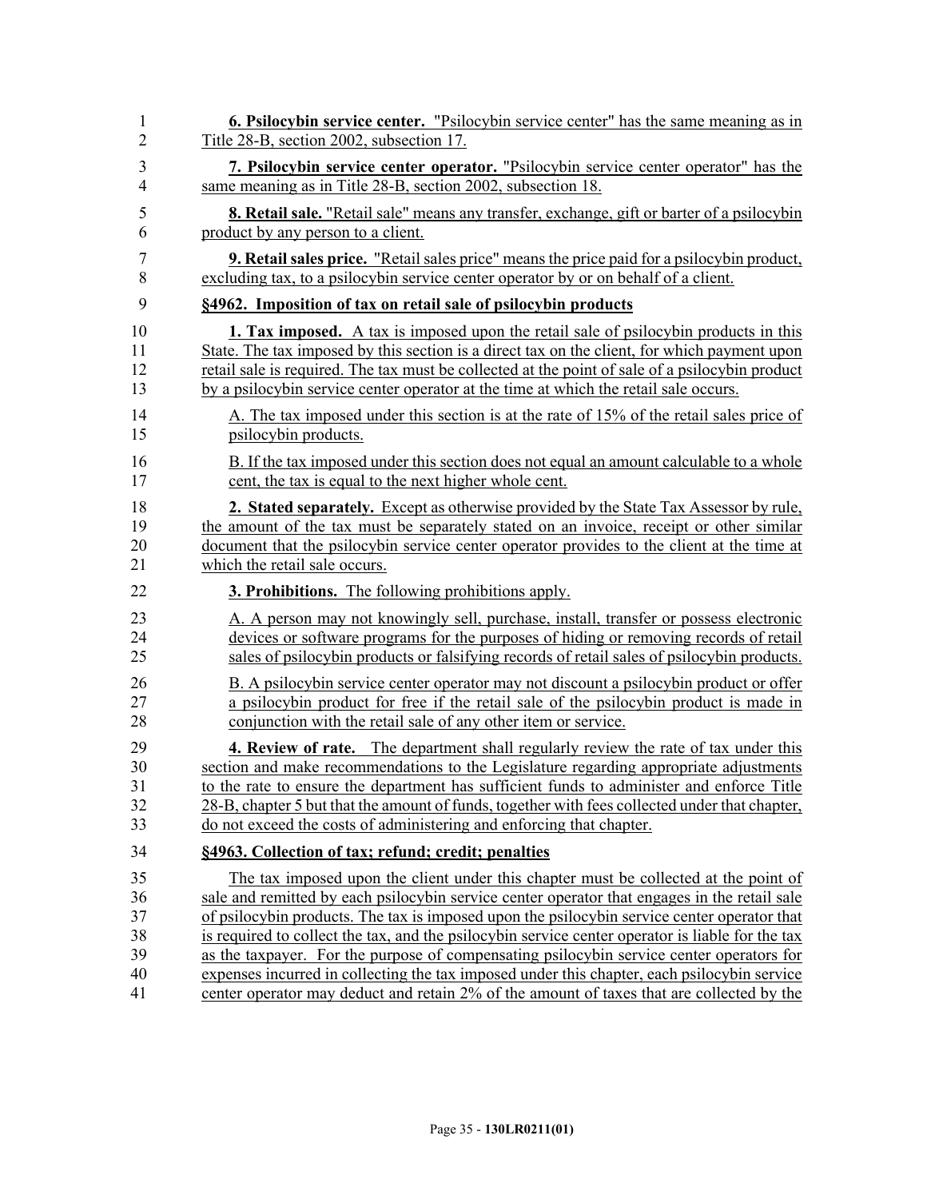**6. Psilocybin service center.** "Psilocybin service center" has the same meaning as in Title 28-B, section 2002, subsection 17.

**7. Psilocybin service center operator.** "Psilocybin service center operator" has the same meaning as in Title 28-B, section 2002, subsection 18.

**8. Retail sale.** "Retail sale" means any transfer, exchange, gift or barter of a psilocybin product by any person to a client.

**9. Retail sales price.** "Retail sales price" means the price paid for a psilocybin product, excluding tax, to a psilocybin service center operator by or on behalf of a client.

**§4962. Imposition of tax on retail sale of psilocybin products**

**1. Tax imposed.** A tax is imposed upon the retail sale of psilocybin products in this State. The tax imposed by this section is a direct tax on the client, for which payment upon retail sale is required. The tax must be collected at the point of sale of a psilocybin product by a psilocybin service center operator at the time at which the retail sale occurs.

A. The tax imposed under this section is at the rate of 15% of the retail sales price of psilocybin products.

B. If the tax imposed under this section does not equal an amount calculable to a whole cent, the tax is equal to the next higher whole cent.

**2. Stated separately.** Except as otherwise provided by the State Tax Assessor by rule, the amount of the tax must be separately stated on an invoice, receipt or other similar document that the psilocybin service center operator provides to the client at the time at which the retail sale occurs.

**3. Prohibitions.** The following prohibitions apply.

A. A person may not knowingly sell, purchase, install, transfer or possess electronic devices or software programs for the purposes of hiding or removing records of retail sales of psilocybin products or falsifying records of retail sales of psilocybin products.

B. A psilocybin service center operator may not discount a psilocybin product or offer a psilocybin product for free if the retail sale of the psilocybin product is made in conjunction with the retail sale of any other item or service.

**4. Review of rate.** The department shall regularly review the rate of tax under this section and make recommendations to the Legislature regarding appropriate adjustments to the rate to ensure the department has sufficient funds to administer and enforce Title 28-B, chapter 5 but that the amount of funds, together with fees collected under that chapter, do not exceed the costs of administering and enforcing that chapter.

**§4963. Collection of tax; refund; credit; penalties**

The tax imposed upon the client under this chapter must be collected at the point of sale and remitted by each psilocybin service center operator that engages in the retail sale of psilocybin products. The tax is imposed upon the psilocybin service center operator that is required to collect the tax, and the psilocybin service center operator is liable for the tax as the taxpayer. For the purpose of compensating psilocybin service center operators for expenses incurred in collecting the tax imposed under this chapter, each psilocybin service center operator may deduct and retain 2% of the amount of taxes that are collected by the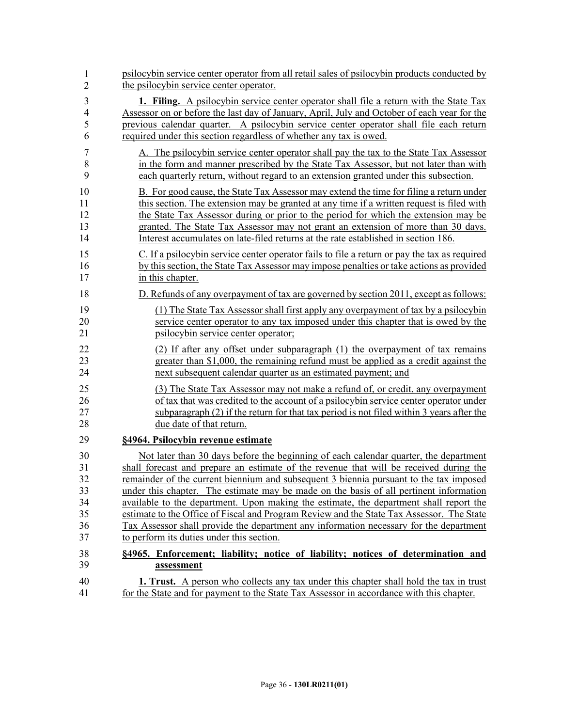psilocybin service center operator from all retail sales of psilocybin products conducted by the psilocybin service center operator.

**1. Filing.** A psilocybin service center operator shall file a return with the State Tax Assessor on or before the last day of January, April, July and October of each year for the previous calendar quarter. A psilocybin service center operator shall file each return required under this section regardless of whether any tax is owed.

A. The psilocybin service center operator shall pay the tax to the State Tax Assessor in the form and manner prescribed by the State Tax Assessor, but not later than with each quarterly return, without regard to an extension granted under this subsection.

B. For good cause, the State Tax Assessor may extend the time for filing a return under this section. The extension may be granted at any time if a written request is filed with the State Tax Assessor during or prior to the period for which the extension may be granted. The State Tax Assessor may not grant an extension of more than 30 days. Interest accumulates on late-filed returns at the rate established in section 186.

C. If a psilocybin service center operator fails to file a return or pay the tax as required by this section, the State Tax Assessor may impose penalties or take actions as provided in this chapter.

D. Refunds of any overpayment of tax are governed by section 2011, except as follows:

(1) The State Tax Assessor shall first apply any overpayment of tax by a psilocybin service center operator to any tax imposed under this chapter that is owed by the psilocybin service center operator;

(2) If after any offset under subparagraph (1) the overpayment of tax remains greater than $1,000, the remaining refund must be applied as a credit against the next subsequent calendar quarter as an estimated payment; and

(3) The State Tax Assessor may not make a refund of, or credit, any overpayment of tax that was credited to the account of a psilocybin service center operator under subparagraph (2) if the return for that tax period is not filed within 3 years after the due date of that return.

**§4964. Psilocybin revenue estimate**

Not later than 30 days before the beginning of each calendar quarter, the department shall forecast and prepare an estimate of the revenue that will be received during the remainder of the current biennium and subsequent 3 biennia pursuant to the tax imposed under this chapter. The estimate may be made on the basis of all pertinent information available to the department. Upon making the estimate, the department shall report the estimate to the Office of Fiscal and Program Review and the State Tax Assessor. The State Tax Assessor shall provide the department any information necessary for the department to perform its duties under this section.

**§4965. Enforcement; liability; notice of liability; notices of determination and assessment**

**1. Trust.** A person who collects any tax under this chapter shall hold the tax in trust for the State and for payment to the State Tax Assessor in accordance with this chapter.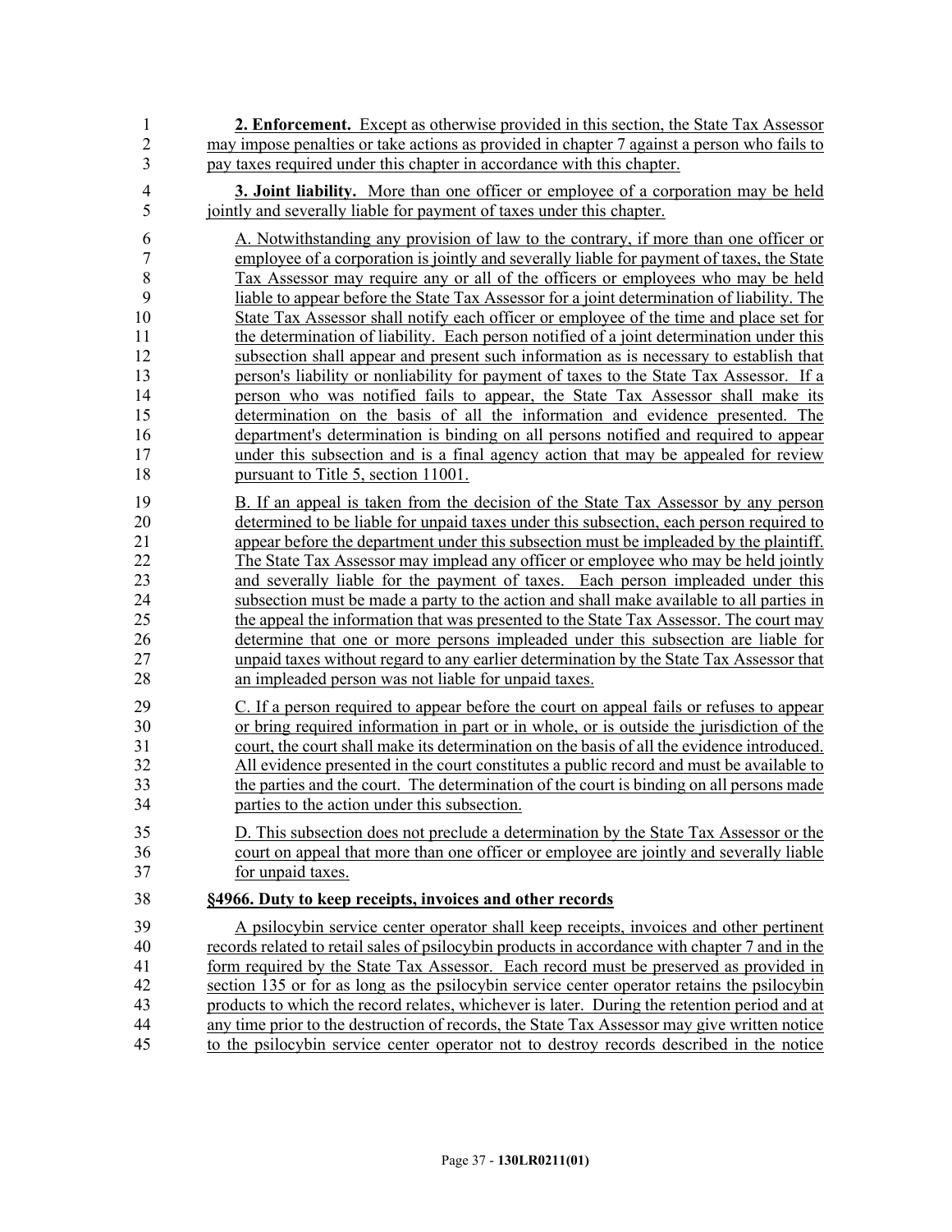**2. Enforcement.** Except as otherwise provided in this section, the State Tax Assessor may impose penalties or take actions as provided in chapter 7 against a person who fails to pay taxes required under this chapter in accordance with this chapter.

**3. Joint liability.** More than one officer or employee of a corporation may be held jointly and severally liable for payment of taxes under this chapter.

A. Notwithstanding any provision of law to the contrary, if more than one officer or employee of a corporation is jointly and severally liable for payment of taxes, the State Tax Assessor may require any or all of the officers or employees who may be held liable to appear before the State Tax Assessor for a joint determination of liability. The State Tax Assessor shall notify each officer or employee of the time and place set for the determination of liability. Each person notified of a joint determination under this subsection shall appear and present such information as is necessary to establish that person's liability or nonliability for payment of taxes to the State Tax Assessor. If a person who was notified fails to appear, the State Tax Assessor shall make its determination on the basis of all the information and evidence presented. The department's determination is binding on all persons notified and required to appear under this subsection and is a final agency action that may be appealed for review pursuant to Title 5, section 11001.

B. If an appeal is taken from the decision of the State Tax Assessor by any person determined to be liable for unpaid taxes under this subsection, each person required to appear before the department under this subsection must be impleaded by the plaintiff. The State Tax Assessor may implead any officer or employee who may be held jointly and severally liable for the payment of taxes. Each person impleaded under this subsection must be made a party to the action and shall make available to all parties in the appeal the information that was presented to the State Tax Assessor. The court may determine that one or more persons impleaded under this subsection are liable for unpaid taxes without regard to any earlier determination by the State Tax Assessor that an impleaded person was not liable for unpaid taxes.

C. If a person required to appear before the court on appeal fails or refuses to appear or bring required information in part or in whole, or is outside the jurisdiction of the court, the court shall make its determination on the basis of all the evidence introduced. All evidence presented in the court constitutes a public record and must be available to the parties and the court. The determination of the court is binding on all persons made parties to the action under this subsection.

D. This subsection does not preclude a determination by the State Tax Assessor or the court on appeal that more than one officer or employee are jointly and severally liable for unpaid taxes.

**§4966. Duty to keep receipts, invoices and other records**

A psilocybin service center operator shall keep receipts, invoices and other pertinent records related to retail sales of psilocybin products in accordance with chapter 7 and in the form required by the State Tax Assessor. Each record must be preserved as provided in section 135 or for as long as the psilocybin service center operator retains the psilocybin products to which the record relates, whichever is later. During the retention period and at any time prior to the destruction of records, the State Tax Assessor may give written notice to the psilocybin service center operator not to destroy records described in the notice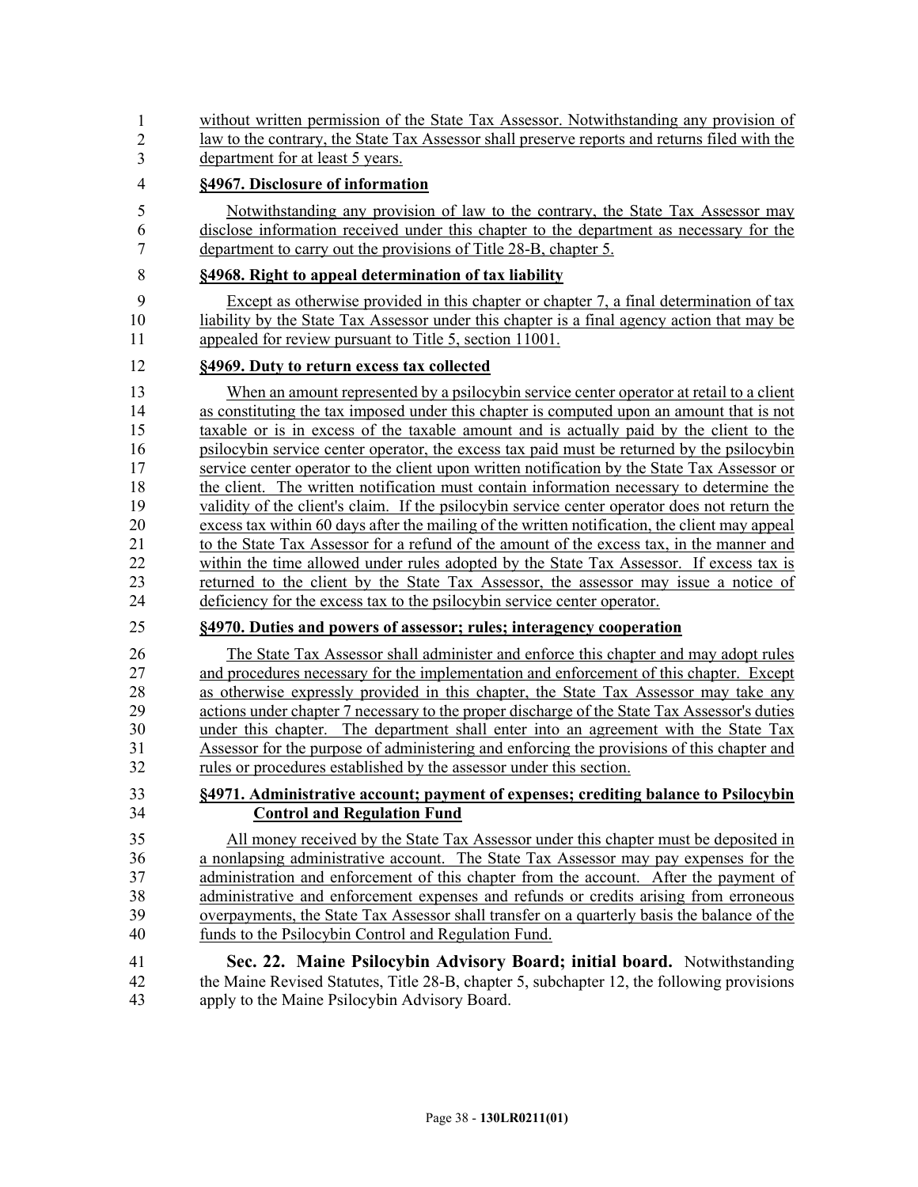without written permission of the State Tax Assessor. Notwithstanding any provision of law to the contrary, the State Tax Assessor shall preserve reports and returns filed with the department for at least 5 years.

**§4967. Disclosure of information**

Notwithstanding any provision of law to the contrary, the State Tax Assessor may disclose information received under this chapter to the department as necessary for the department to carry out the provisions of Title 28-B, chapter 5.

**§4968. Right to appeal determination of tax liability**

Except as otherwise provided in this chapter or chapter 7, a final determination of tax liability by the State Tax Assessor under this chapter is a final agency action that may be appealed for review pursuant to Title 5, section 11001.

**§4969. Duty to return excess tax collected**

When an amount represented by a psilocybin service center operator at retail to a client as constituting the tax imposed under this chapter is computed upon an amount that is not taxable or is in excess of the taxable amount and is actually paid by the client to the psilocybin service center operator, the excess tax paid must be returned by the psilocybin service center operator to the client upon written notification by the State Tax Assessor or the client. The written notification must contain information necessary to determine the validity of the client's claim. If the psilocybin service center operator does not return the excess tax within 60 days after the mailing of the written notification, the client may appeal to the State Tax Assessor for a refund of the amount of the excess tax, in the manner and within the time allowed under rules adopted by the State Tax Assessor. If excess tax is returned to the client by the State Tax Assessor, the assessor may issue a notice of deficiency for the excess tax to the psilocybin service center operator.

**§4970. Duties and powers of assessor; rules; interagency cooperation**

The State Tax Assessor shall administer and enforce this chapter and may adopt rules and procedures necessary for the implementation and enforcement of this chapter. Except as otherwise expressly provided in this chapter, the State Tax Assessor may take any actions under chapter 7 necessary to the proper discharge of the State Tax Assessor's duties under this chapter. The department shall enter into an agreement with the State Tax Assessor for the purpose of administering and enforcing the provisions of this chapter and rules or procedures established by the assessor under this section.

**§4971. Administrative account; payment of expenses; crediting balance to Psilocybin Control and Regulation Fund**

All money received by the State Tax Assessor under this chapter must be deposited in a nonlapsing administrative account. The State Tax Assessor may pay expenses for the administration and enforcement of this chapter from the account. After the payment of administrative and enforcement expenses and refunds or credits arising from erroneous overpayments, the State Tax Assessor shall transfer on a quarterly basis the balance of the funds to the Psilocybin Control and Regulation Fund.

**Sec. 22. Maine Psilocybin Advisory Board; initial board.** Notwithstanding the Maine Revised Statutes, Title 28-B, chapter 5, subchapter 12, the following provisions apply to the Maine Psilocybin Advisory Board.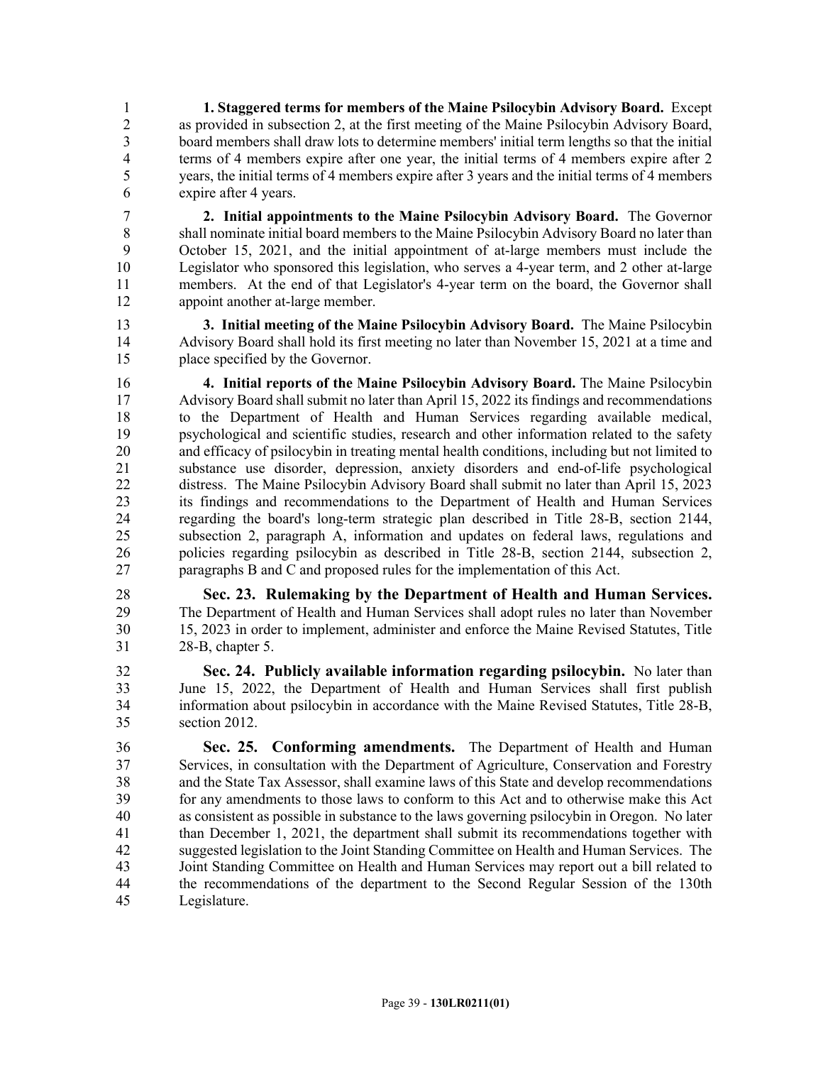**1. Staggered terms for members of the Maine Psilocybin Advisory Board.** Except as provided in subsection 2, at the first meeting of the Maine Psilocybin Advisory Board, board members shall draw lots to determine members' initial term lengths so that the initial terms of 4 members expire after one year, the initial terms of 4 members expire after 2 years, the initial terms of 4 members expire after 3 years and the initial terms of 4 members expire after 4 years.

**2. Initial appointments to the Maine Psilocybin Advisory Board.** The Governor shall nominate initial board members to the Maine Psilocybin Advisory Board no later than October 15, 2021, and the initial appointment of at-large members must include the Legislator who sponsored this legislation, who serves a 4-year term, and 2 other at-large members. At the end of that Legislator's 4-year term on the board, the Governor shall appoint another at-large member.

**3. Initial meeting of the Maine Psilocybin Advisory Board.** The Maine Psilocybin Advisory Board shall hold its first meeting no later than November 15, 2021 at a time and place specified by the Governor.

**4. Initial reports of the Maine Psilocybin Advisory Board.** The Maine Psilocybin Advisory Board shall submit no later than April 15, 2022 its findings and recommendations to the Department of Health and Human Services regarding available medical, psychological and scientific studies, research and other information related to the safety and efficacy of psilocybin in treating mental health conditions, including but not limited to substance use disorder, depression, anxiety disorders and end-of-life psychological distress. The Maine Psilocybin Advisory Board shall submit no later than April 15, 2023 its findings and recommendations to the Department of Health and Human Services regarding the board's long-term strategic plan described in Title 28-B, section 2144, subsection 2, paragraph A, information and updates on federal laws, regulations and policies regarding psilocybin as described in Title 28-B, section 2144, subsection 2, paragraphs B and C and proposed rules for the implementation of this Act.

**Sec. 23. Rulemaking by the Department of Health and Human Services.** The Department of Health and Human Services shall adopt rules no later than November 15, 2023 in order to implement, administer and enforce the Maine Revised Statutes, Title 28-B, chapter 5.

**Sec. 24. Publicly available information regarding psilocybin.** No later than June 15, 2022, the Department of Health and Human Services shall first publish information about psilocybin in accordance with the Maine Revised Statutes, Title 28-B, section 2012.

**Sec. 25. Conforming amendments.** The Department of Health and Human Services, in consultation with the Department of Agriculture, Conservation and Forestry and the State Tax Assessor, shall examine laws of this State and develop recommendations for any amendments to those laws to conform to this Act and to otherwise make this Act as consistent as possible in substance to the laws governing psilocybin in Oregon. No later than December 1, 2021, the department shall submit its recommendations together with suggested legislation to the Joint Standing Committee on Health and Human Services. The Joint Standing Committee on Health and Human Services may report out a bill related to the recommendations of the department to the Second Regular Session of the 130th Legislature.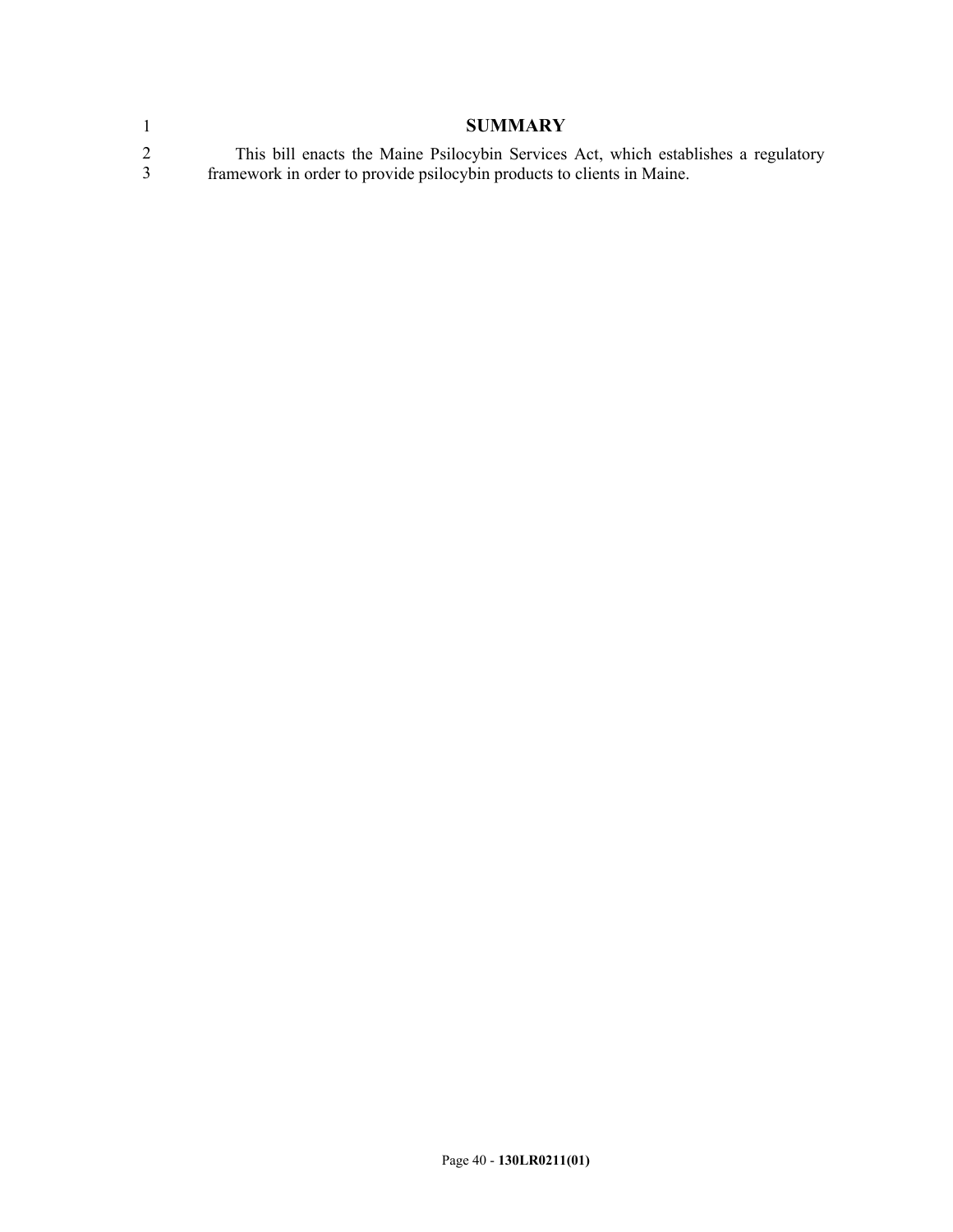## SUMMARY

This bill enacts the Maine Psilocybin Services Act, which establishes a regulatory framework in order to provide psilocybin products to clients in Maine.